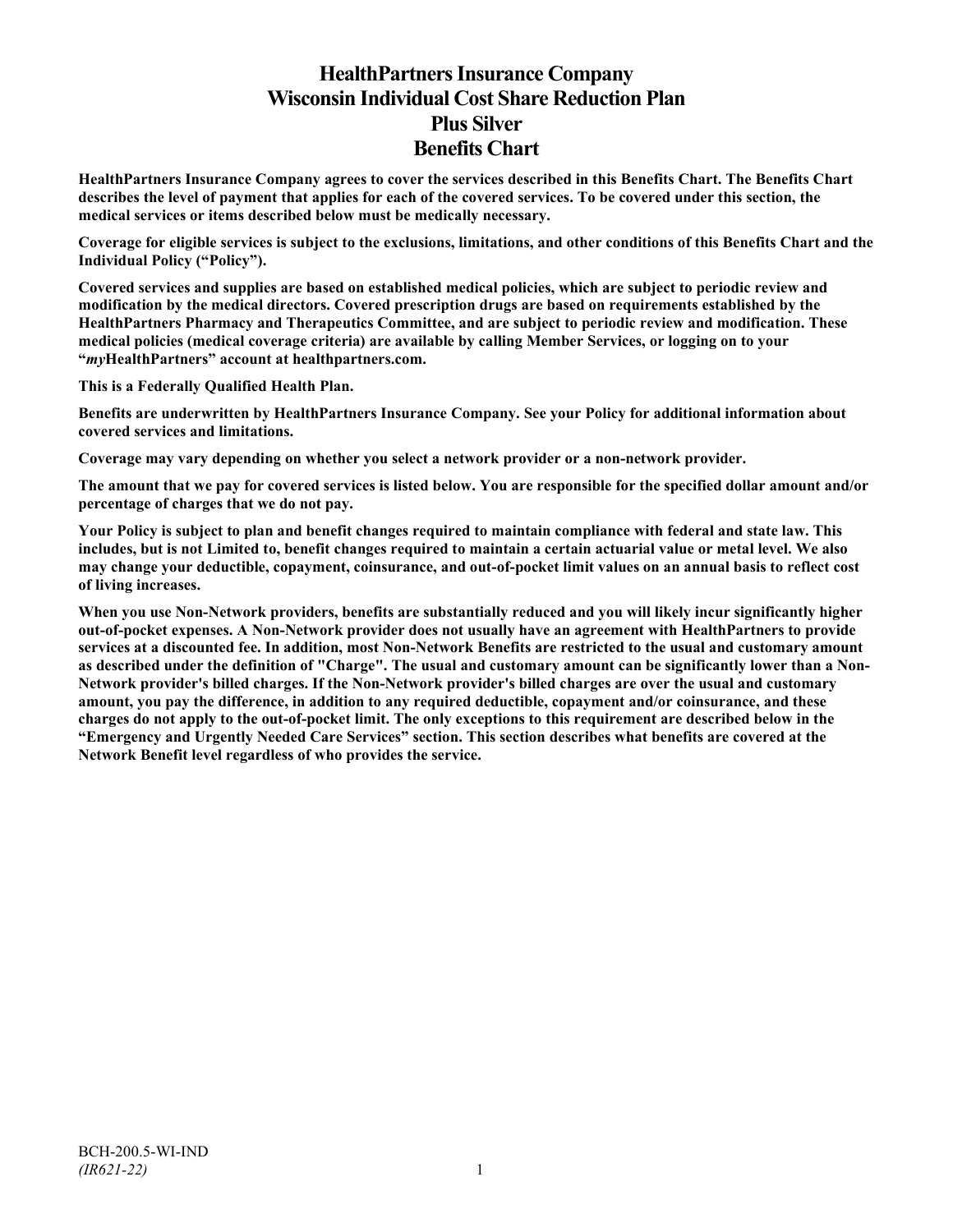# HealthPartners Insurance Company
# Wisconsin Individual Cost Share Reduction Plan
# Plus Silver
# Benefits Chart

**HealthPartners Insurance Company agrees to cover the services described in this Benefits Chart. The Benefits Chart describes the level of payment that applies for each of the covered services. To be covered under this section, the medical services or items described below must be medically necessary.**

**Coverage for eligible services is subject to the exclusions, limitations, and other conditions of this Benefits Chart and the Individual Policy ("Policy").**

**Covered services and supplies are based on established medical policies, which are subject to periodic review and modification by the medical directors. Covered prescription drugs are based on requirements established by the HealthPartners Pharmacy and Therapeutics Committee, and are subject to periodic review and modification. These medical policies (medical coverage criteria) are available by calling Member Services, or logging on to your "*my*HealthPartners" account at healthpartners.com.**

**This is a Federally Qualified Health Plan.**

**Benefits are underwritten by HealthPartners Insurance Company. See your Policy for additional information about covered services and limitations.**

**Coverage may vary depending on whether you select a network provider or a non-network provider.**

**The amount that we pay for covered services is listed below. You are responsible for the specified dollar amount and/or percentage of charges that we do not pay.**

**Your Policy is subject to plan and benefit changes required to maintain compliance with federal and state law. This includes, but is not Limited to, benefit changes required to maintain a certain actuarial value or metal level. We also may change your deductible, copayment, coinsurance, and out-of-pocket limit values on an annual basis to reflect cost of living increases.**

**When you use Non-Network providers, benefits are substantially reduced and you will likely incur significantly higher out-of-pocket expenses. A Non-Network provider does not usually have an agreement with HealthPartners to provide services at a discounted fee. In addition, most Non-Network Benefits are restricted to the usual and customary amount as described under the definition of "Charge". The usual and customary amount can be significantly lower than a Non-Network provider's billed charges. If the Non-Network provider's billed charges are over the usual and customary amount, you pay the difference, in addition to any required deductible, copayment and/or coinsurance, and these charges do not apply to the out-of-pocket limit. The only exceptions to this requirement are described below in the "Emergency and Urgently Needed Care Services" section. This section describes what benefits are covered at the Network Benefit level regardless of who provides the service.**

BCH-200.5-WI-IND
*(IR621-22)*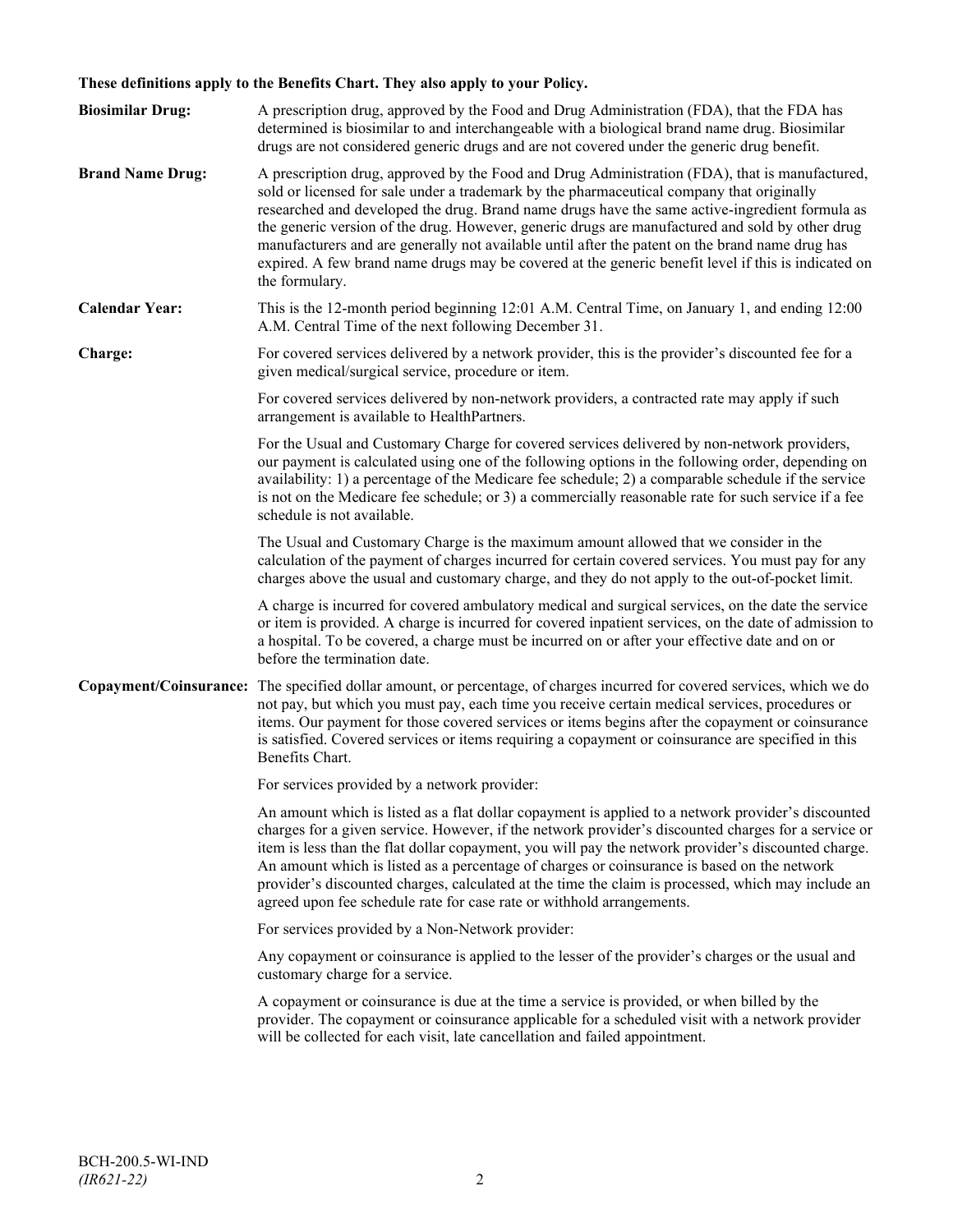**These definitions apply to the Benefits Chart. They also apply to your Policy.**

**Biosimilar Drug:** A prescription drug, approved by the Food and Drug Administration (FDA), that the FDA has determined is biosimilar to and interchangeable with a biological brand name drug. Biosimilar drugs are not considered generic drugs and are not covered under the generic drug benefit.

**Brand Name Drug:** A prescription drug, approved by the Food and Drug Administration (FDA), that is manufactured, sold or licensed for sale under a trademark by the pharmaceutical company that originally researched and developed the drug. Brand name drugs have the same active-ingredient formula as the generic version of the drug. However, generic drugs are manufactured and sold by other drug manufacturers and are generally not available until after the patent on the brand name drug has expired. A few brand name drugs may be covered at the generic benefit level if this is indicated on the formulary.

**Calendar Year:** This is the 12-month period beginning 12:01 A.M. Central Time, on January 1, and ending 12:00 A.M. Central Time of the next following December 31.

**Charge:** For covered services delivered by a network provider, this is the provider's discounted fee for a given medical/surgical service, procedure or item.

For covered services delivered by non-network providers, a contracted rate may apply if such arrangement is available to HealthPartners.

For the Usual and Customary Charge for covered services delivered by non-network providers, our payment is calculated using one of the following options in the following order, depending on availability: 1) a percentage of the Medicare fee schedule; 2) a comparable schedule if the service is not on the Medicare fee schedule; or 3) a commercially reasonable rate for such service if a fee schedule is not available.

The Usual and Customary Charge is the maximum amount allowed that we consider in the calculation of the payment of charges incurred for certain covered services. You must pay for any charges above the usual and customary charge, and they do not apply to the out-of-pocket limit.

A charge is incurred for covered ambulatory medical and surgical services, on the date the service or item is provided. A charge is incurred for covered inpatient services, on the date of admission to a hospital. To be covered, a charge must be incurred on or after your effective date and on or before the termination date.

**Copayment/Coinsurance:** The specified dollar amount, or percentage, of charges incurred for covered services, which we do not pay, but which you must pay, each time you receive certain medical services, procedures or items. Our payment for those covered services or items begins after the copayment or coinsurance is satisfied. Covered services or items requiring a copayment or coinsurance are specified in this Benefits Chart.

For services provided by a network provider:

An amount which is listed as a flat dollar copayment is applied to a network provider's discounted charges for a given service. However, if the network provider's discounted charges for a service or item is less than the flat dollar copayment, you will pay the network provider's discounted charge. An amount which is listed as a percentage of charges or coinsurance is based on the network provider's discounted charges, calculated at the time the claim is processed, which may include an agreed upon fee schedule rate for case rate or withhold arrangements.

For services provided by a Non-Network provider:

Any copayment or coinsurance is applied to the lesser of the provider's charges or the usual and customary charge for a service.

A copayment or coinsurance is due at the time a service is provided, or when billed by the provider. The copayment or coinsurance applicable for a scheduled visit with a network provider will be collected for each visit, late cancellation and failed appointment.

BCH-200.5-WI-IND
*(IR621-22)*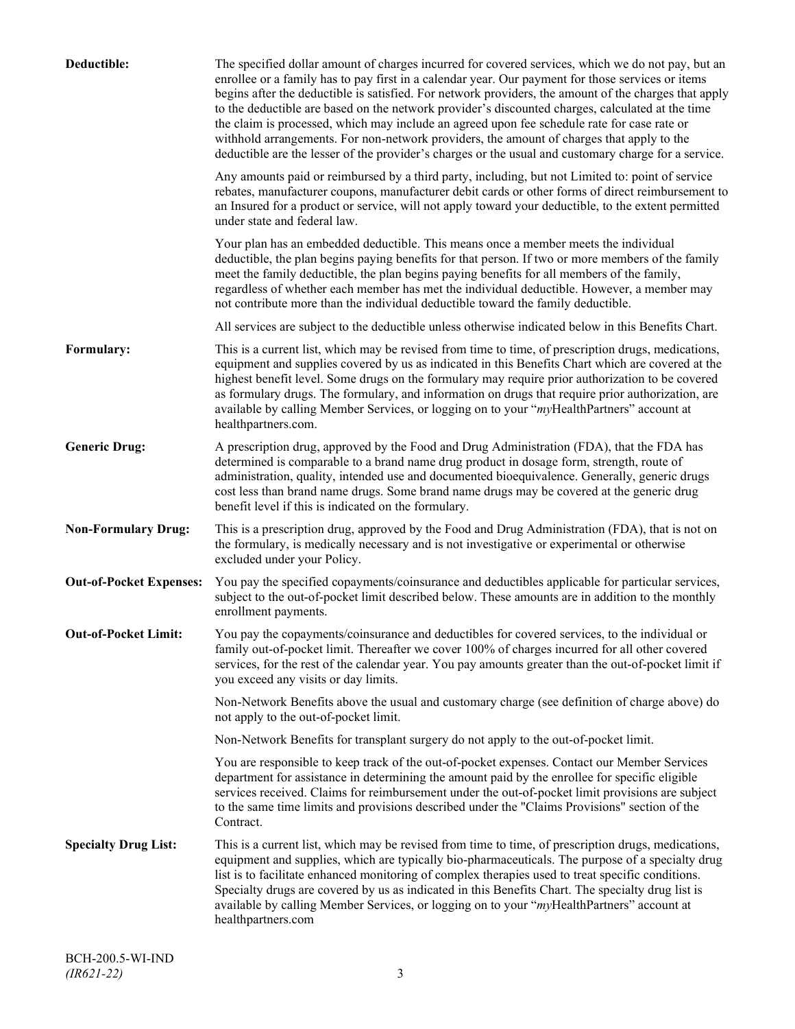**Deductible:** The specified dollar amount of charges incurred for covered services, which we do not pay, but an enrollee or a family has to pay first in a calendar year. Our payment for those services or items begins after the deductible is satisfied. For network providers, the amount of the charges that apply to the deductible are based on the network provider's discounted charges, calculated at the time the claim is processed, which may include an agreed upon fee schedule rate for case rate or withhold arrangements. For non-network providers, the amount of charges that apply to the deductible are the lesser of the provider's charges or the usual and customary charge for a service.

Any amounts paid or reimbursed by a third party, including, but not Limited to: point of service rebates, manufacturer coupons, manufacturer debit cards or other forms of direct reimbursement to an Insured for a product or service, will not apply toward your deductible, to the extent permitted under state and federal law.

Your plan has an embedded deductible. This means once a member meets the individual deductible, the plan begins paying benefits for that person. If two or more members of the family meet the family deductible, the plan begins paying benefits for all members of the family, regardless of whether each member has met the individual deductible. However, a member may not contribute more than the individual deductible toward the family deductible.

All services are subject to the deductible unless otherwise indicated below in this Benefits Chart.

**Formulary:** This is a current list, which may be revised from time to time, of prescription drugs, medications, equipment and supplies covered by us as indicated in this Benefits Chart which are covered at the highest benefit level. Some drugs on the formulary may require prior authorization to be covered as formulary drugs. The formulary, and information on drugs that require prior authorization, are available by calling Member Services, or logging on to your "*my*HealthPartners" account at healthpartners.com.

**Generic Drug:** A prescription drug, approved by the Food and Drug Administration (FDA), that the FDA has determined is comparable to a brand name drug product in dosage form, strength, route of administration, quality, intended use and documented bioequivalence. Generally, generic drugs cost less than brand name drugs. Some brand name drugs may be covered at the generic drug benefit level if this is indicated on the formulary.

**Non-Formulary Drug:** This is a prescription drug, approved by the Food and Drug Administration (FDA), that is not on the formulary, is medically necessary and is not investigative or experimental or otherwise excluded under your Policy.

**Out-of-Pocket Expenses:** You pay the specified copayments/coinsurance and deductibles applicable for particular services, subject to the out-of-pocket limit described below. These amounts are in addition to the monthly enrollment payments.

**Out-of-Pocket Limit:** You pay the copayments/coinsurance and deductibles for covered services, to the individual or family out-of-pocket limit. Thereafter we cover 100% of charges incurred for all other covered services, for the rest of the calendar year. You pay amounts greater than the out-of-pocket limit if you exceed any visits or day limits.

Non-Network Benefits above the usual and customary charge (see definition of charge above) do not apply to the out-of-pocket limit.

Non-Network Benefits for transplant surgery do not apply to the out-of-pocket limit.

You are responsible to keep track of the out-of-pocket expenses. Contact our Member Services department for assistance in determining the amount paid by the enrollee for specific eligible services received. Claims for reimbursement under the out-of-pocket limit provisions are subject to the same time limits and provisions described under the "Claims Provisions" section of the Contract.

**Specialty Drug List:** This is a current list, which may be revised from time to time, of prescription drugs, medications, equipment and supplies, which are typically bio-pharmaceuticals. The purpose of a specialty drug list is to facilitate enhanced monitoring of complex therapies used to treat specific conditions. Specialty drugs are covered by us as indicated in this Benefits Chart. The specialty drug list is available by calling Member Services, or logging on to your "*my*HealthPartners" account at healthpartners.com

BCH-200.5-WI-IND
*(IR621-22)*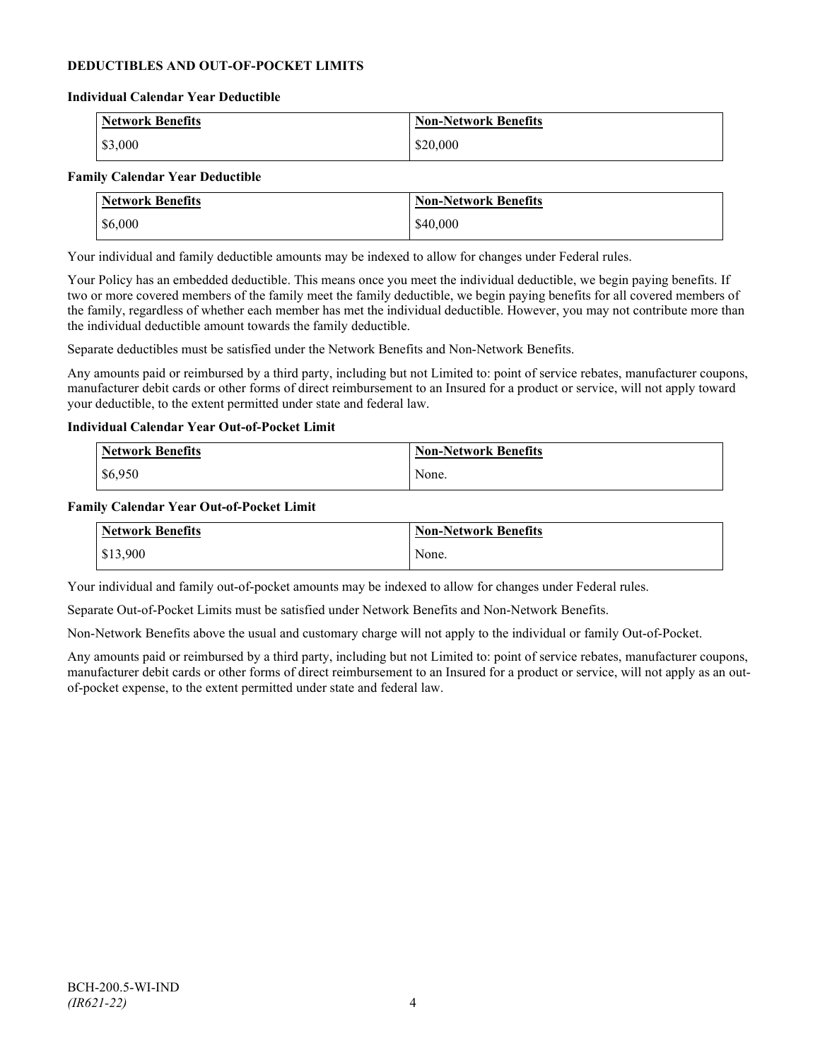## DEDUCTIBLES AND OUT-OF-POCKET LIMITS

### Individual Calendar Year Deductible

| Network Benefits | Non-Network Benefits |
|---|---|
| $3,000 | $20,000 |

### Family Calendar Year Deductible

| Network Benefits | Non-Network Benefits |
|---|---|
| $6,000 | $40,000 |

Your individual and family deductible amounts may be indexed to allow for changes under Federal rules.

Your Policy has an embedded deductible. This means once you meet the individual deductible, we begin paying benefits. If two or more covered members of the family meet the family deductible, we begin paying benefits for all covered members of the family, regardless of whether each member has met the individual deductible. However, you may not contribute more than the individual deductible amount towards the family deductible.

Separate deductibles must be satisfied under the Network Benefits and Non-Network Benefits.

Any amounts paid or reimbursed by a third party, including but not Limited to: point of service rebates, manufacturer coupons, manufacturer debit cards or other forms of direct reimbursement to an Insured for a product or service, will not apply toward your deductible, to the extent permitted under state and federal law.

### Individual Calendar Year Out-of-Pocket Limit

| Network Benefits | Non-Network Benefits |
|---|---|
| $6,950 | None. |

### Family Calendar Year Out-of-Pocket Limit

| Network Benefits | Non-Network Benefits |
|---|---|
| $13,900 | None. |

Your individual and family out-of-pocket amounts may be indexed to allow for changes under Federal rules.

Separate Out-of-Pocket Limits must be satisfied under Network Benefits and Non-Network Benefits.

Non-Network Benefits above the usual and customary charge will not apply to the individual or family Out-of-Pocket.

Any amounts paid or reimbursed by a third party, including but not Limited to: point of service rebates, manufacturer coupons, manufacturer debit cards or other forms of direct reimbursement to an Insured for a product or service, will not apply as an out-of-pocket expense, to the extent permitted under state and federal law.

BCH-200.5-WI-IND
*(IR621-22)*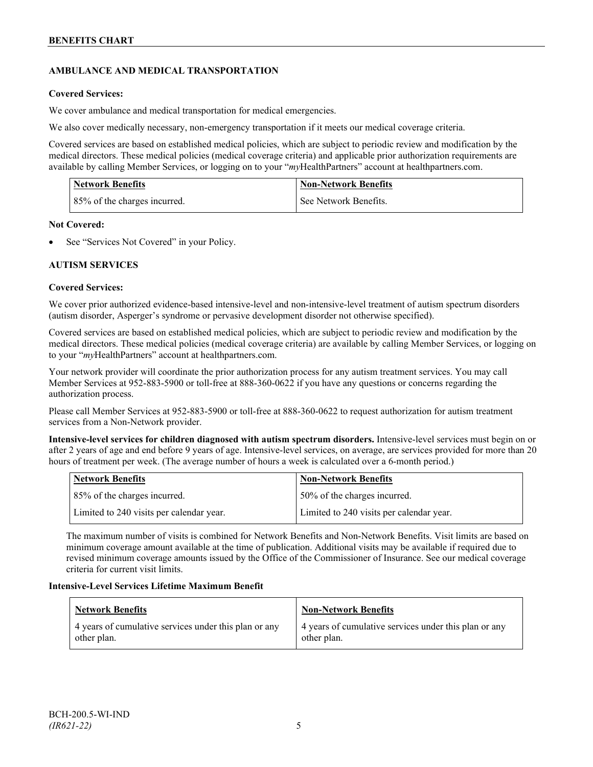## AMBULANCE AND MEDICAL TRANSPORTATION

**Covered Services:**

We cover ambulance and medical transportation for medical emergencies.

We also cover medically necessary, non-emergency transportation if it meets our medical coverage criteria.

Covered services are based on established medical policies, which are subject to periodic review and modification by the medical directors. These medical policies (medical coverage criteria) and applicable prior authorization requirements are available by calling Member Services, or logging on to your "*my*HealthPartners" account at healthpartners.com.

| Network Benefits | Non-Network Benefits |
|---|---|
| 85% of the charges incurred. | See Network Benefits. |

**Not Covered:**

- See "Services Not Covered" in your Policy.

## AUTISM SERVICES

**Covered Services:**

We cover prior authorized evidence-based intensive-level and non-intensive-level treatment of autism spectrum disorders (autism disorder, Asperger's syndrome or pervasive development disorder not otherwise specified).

Covered services are based on established medical policies, which are subject to periodic review and modification by the medical directors. These medical policies (medical coverage criteria) are available by calling Member Services, or logging on to your "*my*HealthPartners" account at healthpartners.com.

Your network provider will coordinate the prior authorization process for any autism treatment services. You may call Member Services at 952-883-5900 or toll-free at 888-360-0622 if you have any questions or concerns regarding the authorization process.

Please call Member Services at 952-883-5900 or toll-free at 888-360-0622 to request authorization for autism treatment services from a Non-Network provider.

**Intensive-level services for children diagnosed with autism spectrum disorders.** Intensive-level services must begin on or after 2 years of age and end before 9 years of age. Intensive-level services, on average, are services provided for more than 20 hours of treatment per week. (The average number of hours a week is calculated over a 6-month period.)

| Network Benefits | Non-Network Benefits |
|---|---|
| 85% of the charges incurred. | 50% of the charges incurred. |
| Limited to 240 visits per calendar year. | Limited to 240 visits per calendar year. |

The maximum number of visits is combined for Network Benefits and Non-Network Benefits. Visit limits are based on minimum coverage amount available at the time of publication. Additional visits may be available if required due to revised minimum coverage amounts issued by the Office of the Commissioner of Insurance. See our medical coverage criteria for current visit limits.

**Intensive-Level Services Lifetime Maximum Benefit**

| Network Benefits | Non-Network Benefits |
|---|---|
| 4 years of cumulative services under this plan or any other plan. | 4 years of cumulative services under this plan or any other plan. |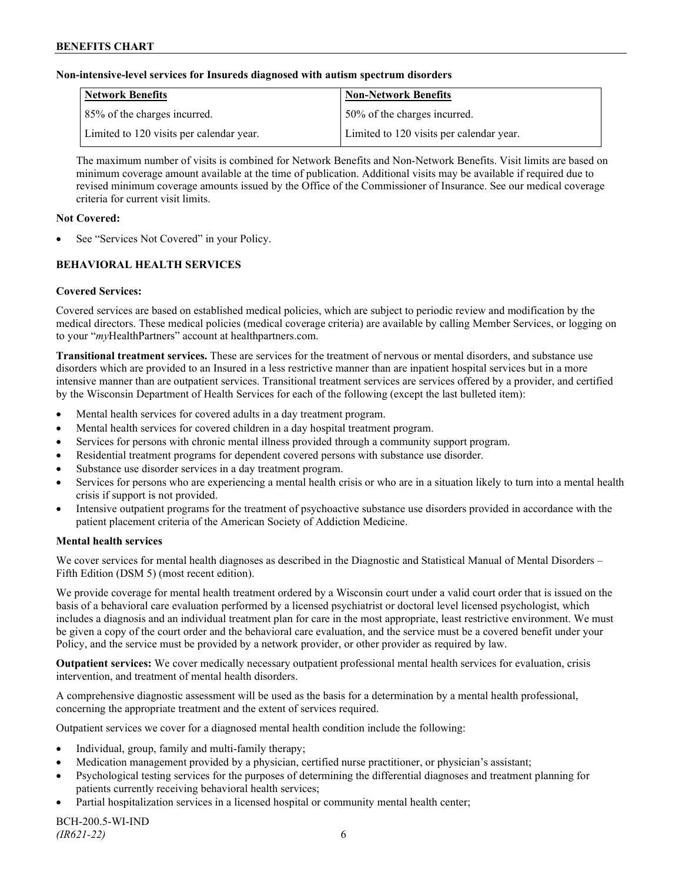**Non-intensive-level services for Insureds diagnosed with autism spectrum disorders**

| Network Benefits | Non-Network Benefits |
| --- | --- |
| 85% of the charges incurred. | 50% of the charges incurred. |
| Limited to 120 visits per calendar year. | Limited to 120 visits per calendar year. |

The maximum number of visits is combined for Network Benefits and Non-Network Benefits. Visit limits are based on minimum coverage amount available at the time of publication. Additional visits may be available if required due to revised minimum coverage amounts issued by the Office of the Commissioner of Insurance. See our medical coverage criteria for current visit limits.

**Not Covered:**

- See "Services Not Covered" in your Policy.

## BEHAVIORAL HEALTH SERVICES

**Covered Services:**

Covered services are based on established medical policies, which are subject to periodic review and modification by the medical directors. These medical policies (medical coverage criteria) are available by calling Member Services, or logging on to your "*my*HealthPartners" account at healthpartners.com.

**Transitional treatment services.** These are services for the treatment of nervous or mental disorders, and substance use disorders which are provided to an Insured in a less restrictive manner than are inpatient hospital services but in a more intensive manner than are outpatient services. Transitional treatment services are services offered by a provider, and certified by the Wisconsin Department of Health Services for each of the following (except the last bulleted item):

- Mental health services for covered adults in a day treatment program.
- Mental health services for covered children in a day hospital treatment program.
- Services for persons with chronic mental illness provided through a community support program.
- Residential treatment programs for dependent covered persons with substance use disorder.
- Substance use disorder services in a day treatment program.
- Services for persons who are experiencing a mental health crisis or who are in a situation likely to turn into a mental health crisis if support is not provided.
- Intensive outpatient programs for the treatment of psychoactive substance use disorders provided in accordance with the patient placement criteria of the American Society of Addiction Medicine.

**Mental health services**

We cover services for mental health diagnoses as described in the Diagnostic and Statistical Manual of Mental Disorders – Fifth Edition (DSM 5) (most recent edition).

We provide coverage for mental health treatment ordered by a Wisconsin court under a valid court order that is issued on the basis of a behavioral care evaluation performed by a licensed psychiatrist or doctoral level licensed psychologist, which includes a diagnosis and an individual treatment plan for care in the most appropriate, least restrictive environment. We must be given a copy of the court order and the behavioral care evaluation, and the service must be a covered benefit under your Policy, and the service must be provided by a network provider, or other provider as required by law.

**Outpatient services:** We cover medically necessary outpatient professional mental health services for evaluation, crisis intervention, and treatment of mental health disorders.

A comprehensive diagnostic assessment will be used as the basis for a determination by a mental health professional, concerning the appropriate treatment and the extent of services required.

Outpatient services we cover for a diagnosed mental health condition include the following:

- Individual, group, family and multi-family therapy;
- Medication management provided by a physician, certified nurse practitioner, or physician's assistant;
- Psychological testing services for the purposes of determining the differential diagnoses and treatment planning for patients currently receiving behavioral health services;
- Partial hospitalization services in a licensed hospital or community mental health center;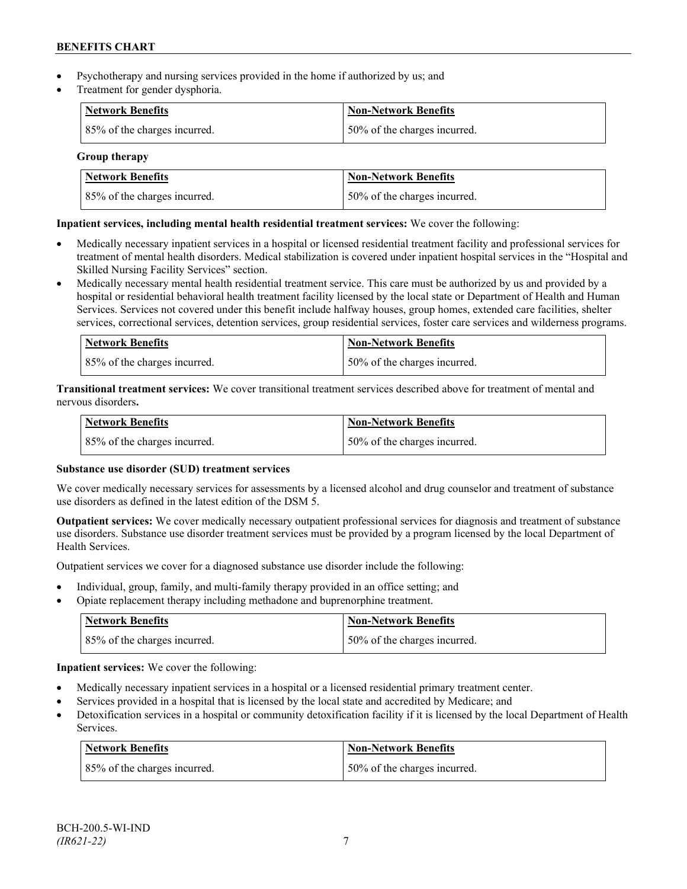- Psychotherapy and nursing services provided in the home if authorized by us; and
- Treatment for gender dysphoria.

| Network Benefits | Non-Network Benefits |
|---|---|
| 85% of the charges incurred. | 50% of the charges incurred. |

**Group therapy**

| Network Benefits | Non-Network Benefits |
|---|---|
| 85% of the charges incurred. | 50% of the charges incurred. |

**Inpatient services, including mental health residential treatment services:** We cover the following:

- Medically necessary inpatient services in a hospital or licensed residential treatment facility and professional services for treatment of mental health disorders. Medical stabilization is covered under inpatient hospital services in the "Hospital and Skilled Nursing Facility Services" section.
- Medically necessary mental health residential treatment service. This care must be authorized by us and provided by a hospital or residential behavioral health treatment facility licensed by the local state or Department of Health and Human Services. Services not covered under this benefit include halfway houses, group homes, extended care facilities, shelter services, correctional services, detention services, group residential services, foster care services and wilderness programs.

| Network Benefits | Non-Network Benefits |
|---|---|
| 85% of the charges incurred. | 50% of the charges incurred. |

**Transitional treatment services:** We cover transitional treatment services described above for treatment of mental and nervous disorders**.**

| Network Benefits | Non-Network Benefits |
|---|---|
| 85% of the charges incurred. | 50% of the charges incurred. |

**Substance use disorder (SUD) treatment services**

We cover medically necessary services for assessments by a licensed alcohol and drug counselor and treatment of substance use disorders as defined in the latest edition of the DSM 5.

**Outpatient services:** We cover medically necessary outpatient professional services for diagnosis and treatment of substance use disorders. Substance use disorder treatment services must be provided by a program licensed by the local Department of Health Services.

Outpatient services we cover for a diagnosed substance use disorder include the following:

- Individual, group, family, and multi-family therapy provided in an office setting; and
- Opiate replacement therapy including methadone and buprenorphine treatment.

| Network Benefits | Non-Network Benefits |
|---|---|
| 85% of the charges incurred. | 50% of the charges incurred. |

**Inpatient services:** We cover the following:

- Medically necessary inpatient services in a hospital or a licensed residential primary treatment center.
- Services provided in a hospital that is licensed by the local state and accredited by Medicare; and
- Detoxification services in a hospital or community detoxification facility if it is licensed by the local Department of Health Services.

| Network Benefits | Non-Network Benefits |
|---|---|
| 85% of the charges incurred. | 50% of the charges incurred. |

BCH-200.5-WI-IND
*(IR621-22)*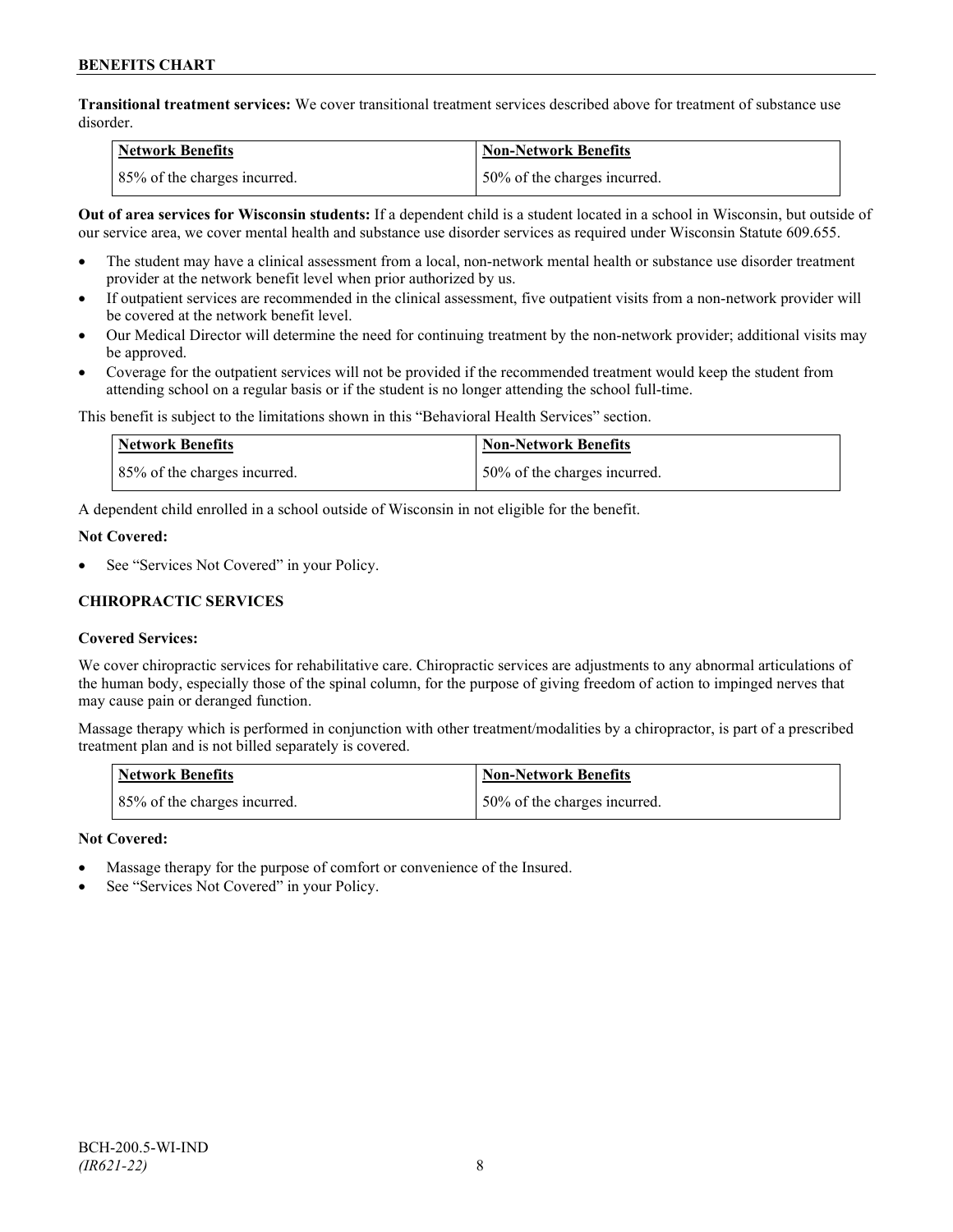**Transitional treatment services:** We cover transitional treatment services described above for treatment of substance use disorder.

| Network Benefits | Non-Network Benefits |
| --- | --- |
| 85% of the charges incurred. | 50% of the charges incurred. |

**Out of area services for Wisconsin students:** If a dependent child is a student located in a school in Wisconsin, but outside of our service area, we cover mental health and substance use disorder services as required under Wisconsin Statute 609.655.

- The student may have a clinical assessment from a local, non-network mental health or substance use disorder treatment provider at the network benefit level when prior authorized by us.
- If outpatient services are recommended in the clinical assessment, five outpatient visits from a non-network provider will be covered at the network benefit level.
- Our Medical Director will determine the need for continuing treatment by the non-network provider; additional visits may be approved.
- Coverage for the outpatient services will not be provided if the recommended treatment would keep the student from attending school on a regular basis or if the student is no longer attending the school full-time.

This benefit is subject to the limitations shown in this "Behavioral Health Services" section.

| Network Benefits | Non-Network Benefits |
| --- | --- |
| 85% of the charges incurred. | 50% of the charges incurred. |

A dependent child enrolled in a school outside of Wisconsin in not eligible for the benefit.

**Not Covered:**

- See "Services Not Covered" in your Policy.

### CHIROPRACTIC SERVICES

**Covered Services:**

We cover chiropractic services for rehabilitative care. Chiropractic services are adjustments to any abnormal articulations of the human body, especially those of the spinal column, for the purpose of giving freedom of action to impinged nerves that may cause pain or deranged function.

Massage therapy which is performed in conjunction with other treatment/modalities by a chiropractor, is part of a prescribed treatment plan and is not billed separately is covered.

| Network Benefits | Non-Network Benefits |
| --- | --- |
| 85% of the charges incurred. | 50% of the charges incurred. |

**Not Covered:**

- Massage therapy for the purpose of comfort or convenience of the Insured.
- See "Services Not Covered" in your Policy.

BCH-200.5-WI-IND
*(IR621-22)*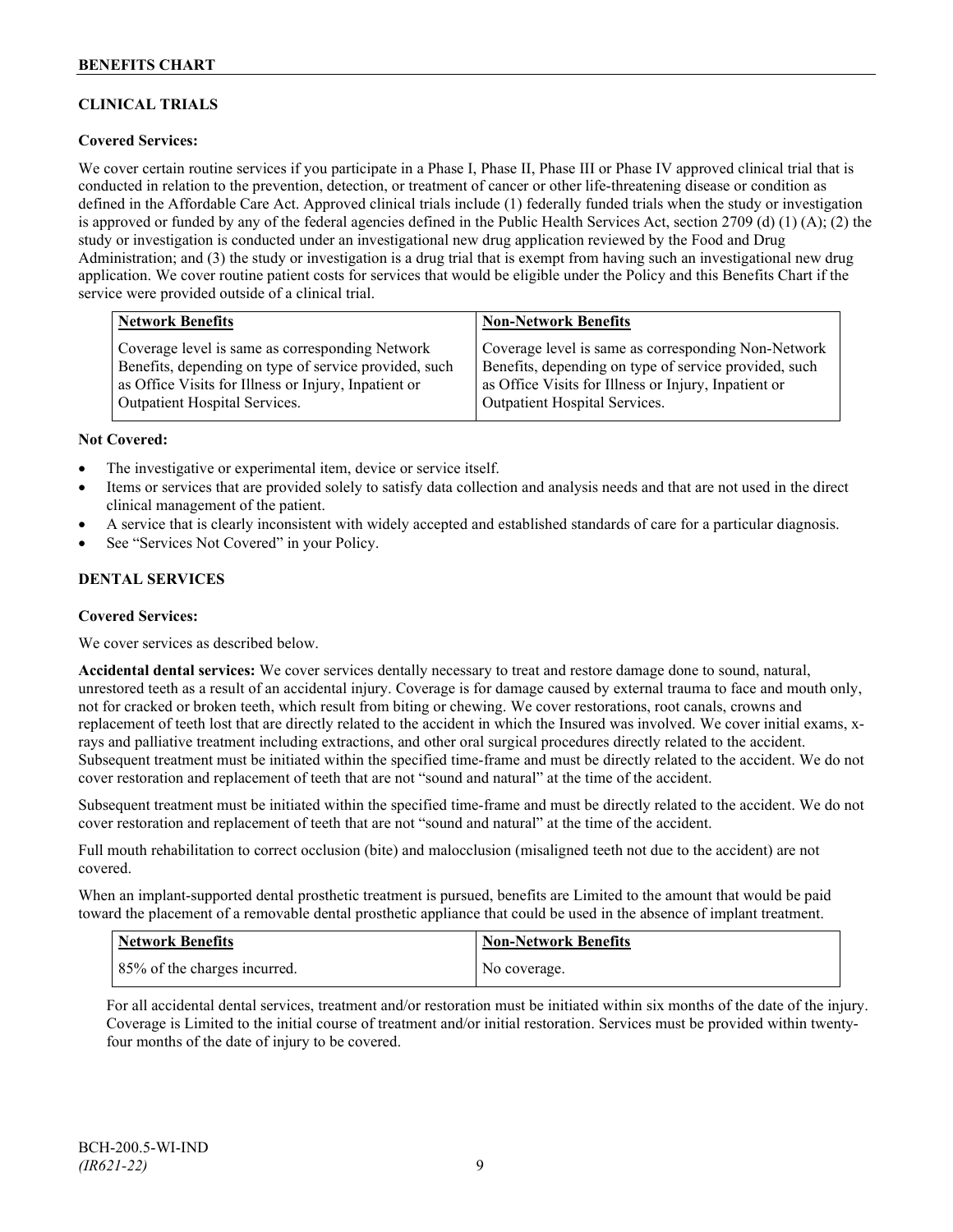## CLINICAL TRIALS

**Covered Services:**

We cover certain routine services if you participate in a Phase I, Phase II, Phase III or Phase IV approved clinical trial that is conducted in relation to the prevention, detection, or treatment of cancer or other life-threatening disease or condition as defined in the Affordable Care Act. Approved clinical trials include (1) federally funded trials when the study or investigation is approved or funded by any of the federal agencies defined in the Public Health Services Act, section 2709 (d) (1) (A); (2) the study or investigation is conducted under an investigational new drug application reviewed by the Food and Drug Administration; and (3) the study or investigation is a drug trial that is exempt from having such an investigational new drug application. We cover routine patient costs for services that would be eligible under the Policy and this Benefits Chart if the service were provided outside of a clinical trial.

| Network Benefits | Non-Network Benefits |
|---|---|
| Coverage level is same as corresponding Network Benefits, depending on type of service provided, such as Office Visits for Illness or Injury, Inpatient or Outpatient Hospital Services. | Coverage level is same as corresponding Non-Network Benefits, depending on type of service provided, such as Office Visits for Illness or Injury, Inpatient or Outpatient Hospital Services. |

**Not Covered:**

- The investigative or experimental item, device or service itself.
- Items or services that are provided solely to satisfy data collection and analysis needs and that are not used in the direct clinical management of the patient.
- A service that is clearly inconsistent with widely accepted and established standards of care for a particular diagnosis.
- See "Services Not Covered" in your Policy.

## DENTAL SERVICES

**Covered Services:**

We cover services as described below.

**Accidental dental services:** We cover services dentally necessary to treat and restore damage done to sound, natural, unrestored teeth as a result of an accidental injury. Coverage is for damage caused by external trauma to face and mouth only, not for cracked or broken teeth, which result from biting or chewing. We cover restorations, root canals, crowns and replacement of teeth lost that are directly related to the accident in which the Insured was involved. We cover initial exams, x-rays and palliative treatment including extractions, and other oral surgical procedures directly related to the accident. Subsequent treatment must be initiated within the specified time-frame and must be directly related to the accident. We do not cover restoration and replacement of teeth that are not "sound and natural" at the time of the accident.

Subsequent treatment must be initiated within the specified time-frame and must be directly related to the accident. We do not cover restoration and replacement of teeth that are not "sound and natural" at the time of the accident.

Full mouth rehabilitation to correct occlusion (bite) and malocclusion (misaligned teeth not due to the accident) are not covered.

When an implant-supported dental prosthetic treatment is pursued, benefits are Limited to the amount that would be paid toward the placement of a removable dental prosthetic appliance that could be used in the absence of implant treatment.

| Network Benefits | Non-Network Benefits |
|---|---|
| 85% of the charges incurred. | No coverage. |

For all accidental dental services, treatment and/or restoration must be initiated within six months of the date of the injury. Coverage is Limited to the initial course of treatment and/or initial restoration. Services must be provided within twenty-four months of the date of injury to be covered.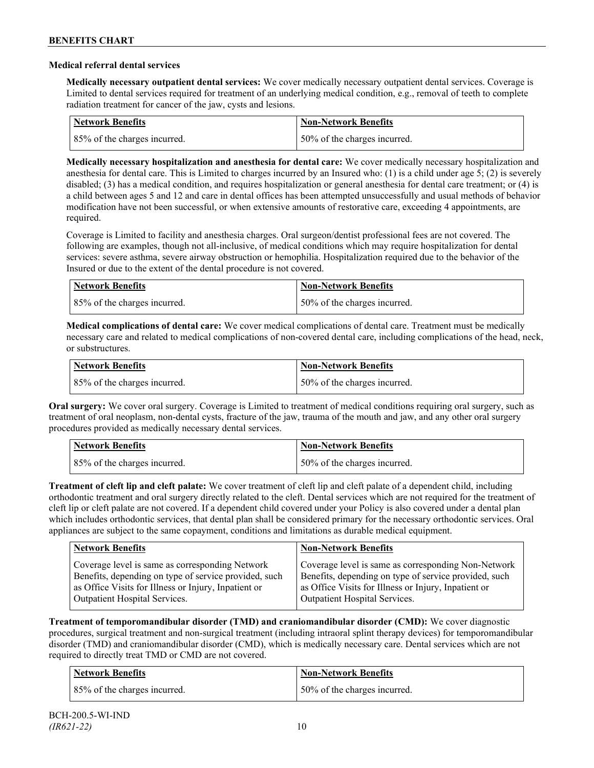### Medical referral dental services

**Medically necessary outpatient dental services:** We cover medically necessary outpatient dental services. Coverage is Limited to dental services required for treatment of an underlying medical condition, e.g., removal of teeth to complete radiation treatment for cancer of the jaw, cysts and lesions.

| Network Benefits | Non-Network Benefits |
| --- | --- |
| 85% of the charges incurred. | 50% of the charges incurred. |

**Medically necessary hospitalization and anesthesia for dental care:** We cover medically necessary hospitalization and anesthesia for dental care. This is Limited to charges incurred by an Insured who: (1) is a child under age 5; (2) is severely disabled; (3) has a medical condition, and requires hospitalization or general anesthesia for dental care treatment; or (4) is a child between ages 5 and 12 and care in dental offices has been attempted unsuccessfully and usual methods of behavior modification have not been successful, or when extensive amounts of restorative care, exceeding 4 appointments, are required.

Coverage is Limited to facility and anesthesia charges. Oral surgeon/dentist professional fees are not covered. The following are examples, though not all-inclusive, of medical conditions which may require hospitalization for dental services: severe asthma, severe airway obstruction or hemophilia. Hospitalization required due to the behavior of the Insured or due to the extent of the dental procedure is not covered.

| Network Benefits | Non-Network Benefits |
| --- | --- |
| 85% of the charges incurred. | 50% of the charges incurred. |

**Medical complications of dental care:** We cover medical complications of dental care. Treatment must be medically necessary care and related to medical complications of non-covered dental care, including complications of the head, neck, or substructures.

| Network Benefits | Non-Network Benefits |
| --- | --- |
| 85% of the charges incurred. | 50% of the charges incurred. |

**Oral surgery:** We cover oral surgery. Coverage is Limited to treatment of medical conditions requiring oral surgery, such as treatment of oral neoplasm, non-dental cysts, fracture of the jaw, trauma of the mouth and jaw, and any other oral surgery procedures provided as medically necessary dental services.

| Network Benefits | Non-Network Benefits |
| --- | --- |
| 85% of the charges incurred. | 50% of the charges incurred. |

**Treatment of cleft lip and cleft palate:** We cover treatment of cleft lip and cleft palate of a dependent child, including orthodontic treatment and oral surgery directly related to the cleft. Dental services which are not required for the treatment of cleft lip or cleft palate are not covered. If a dependent child covered under your Policy is also covered under a dental plan which includes orthodontic services, that dental plan shall be considered primary for the necessary orthodontic services. Oral appliances are subject to the same copayment, conditions and limitations as durable medical equipment.

| Network Benefits | Non-Network Benefits |
| --- | --- |
| Coverage level is same as corresponding Network Benefits, depending on type of service provided, such as Office Visits for Illness or Injury, Inpatient or Outpatient Hospital Services. | Coverage level is same as corresponding Non-Network Benefits, depending on type of service provided, such as Office Visits for Illness or Injury, Inpatient or Outpatient Hospital Services. |

**Treatment of temporomandibular disorder (TMD) and craniomandibular disorder (CMD):** We cover diagnostic procedures, surgical treatment and non-surgical treatment (including intraoral splint therapy devices) for temporomandibular disorder (TMD) and craniomandibular disorder (CMD), which is medically necessary care. Dental services which are not required to directly treat TMD or CMD are not covered.

| Network Benefits | Non-Network Benefits |
| --- | --- |
| 85% of the charges incurred. | 50% of the charges incurred. |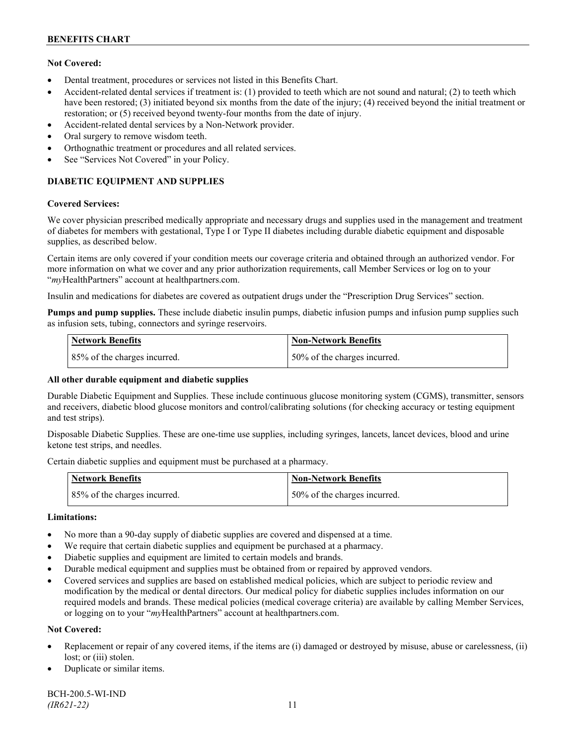**Not Covered:**

- Dental treatment, procedures or services not listed in this Benefits Chart.
- Accident-related dental services if treatment is: (1) provided to teeth which are not sound and natural; (2) to teeth which have been restored; (3) initiated beyond six months from the date of the injury; (4) received beyond the initial treatment or restoration; or (5) received beyond twenty-four months from the date of injury.
- Accident-related dental services by a Non-Network provider.
- Oral surgery to remove wisdom teeth.
- Orthognathic treatment or procedures and all related services.
- See "Services Not Covered" in your Policy.

## DIABETIC EQUIPMENT AND SUPPLIES

**Covered Services:**

We cover physician prescribed medically appropriate and necessary drugs and supplies used in the management and treatment of diabetes for members with gestational, Type I or Type II diabetes including durable diabetic equipment and disposable supplies, as described below.

Certain items are only covered if your condition meets our coverage criteria and obtained through an authorized vendor. For more information on what we cover and any prior authorization requirements, call Member Services or log on to your "*my*HealthPartners" account at healthpartners.com.

Insulin and medications for diabetes are covered as outpatient drugs under the "Prescription Drug Services" section.

**Pumps and pump supplies.** These include diabetic insulin pumps, diabetic infusion pumps and infusion pump supplies such as infusion sets, tubing, connectors and syringe reservoirs.

| Network Benefits | Non-Network Benefits |
|---|---|
| 85% of the charges incurred. | 50% of the charges incurred. |

**All other durable equipment and diabetic supplies**

Durable Diabetic Equipment and Supplies. These include continuous glucose monitoring system (CGMS), transmitter, sensors and receivers, diabetic blood glucose monitors and control/calibrating solutions (for checking accuracy or testing equipment and test strips).

Disposable Diabetic Supplies. These are one-time use supplies, including syringes, lancets, lancet devices, blood and urine ketone test strips, and needles.

Certain diabetic supplies and equipment must be purchased at a pharmacy.

| Network Benefits | Non-Network Benefits |
|---|---|
| 85% of the charges incurred. | 50% of the charges incurred. |

**Limitations:**

- No more than a 90-day supply of diabetic supplies are covered and dispensed at a time.
- We require that certain diabetic supplies and equipment be purchased at a pharmacy.
- Diabetic supplies and equipment are limited to certain models and brands.
- Durable medical equipment and supplies must be obtained from or repaired by approved vendors.
- Covered services and supplies are based on established medical policies, which are subject to periodic review and modification by the medical or dental directors. Our medical policy for diabetic supplies includes information on our required models and brands. These medical policies (medical coverage criteria) are available by calling Member Services, or logging on to your "*my*HealthPartners" account at healthpartners.com.

**Not Covered:**

- Replacement or repair of any covered items, if the items are (i) damaged or destroyed by misuse, abuse or carelessness, (ii) lost; or (iii) stolen.
- Duplicate or similar items.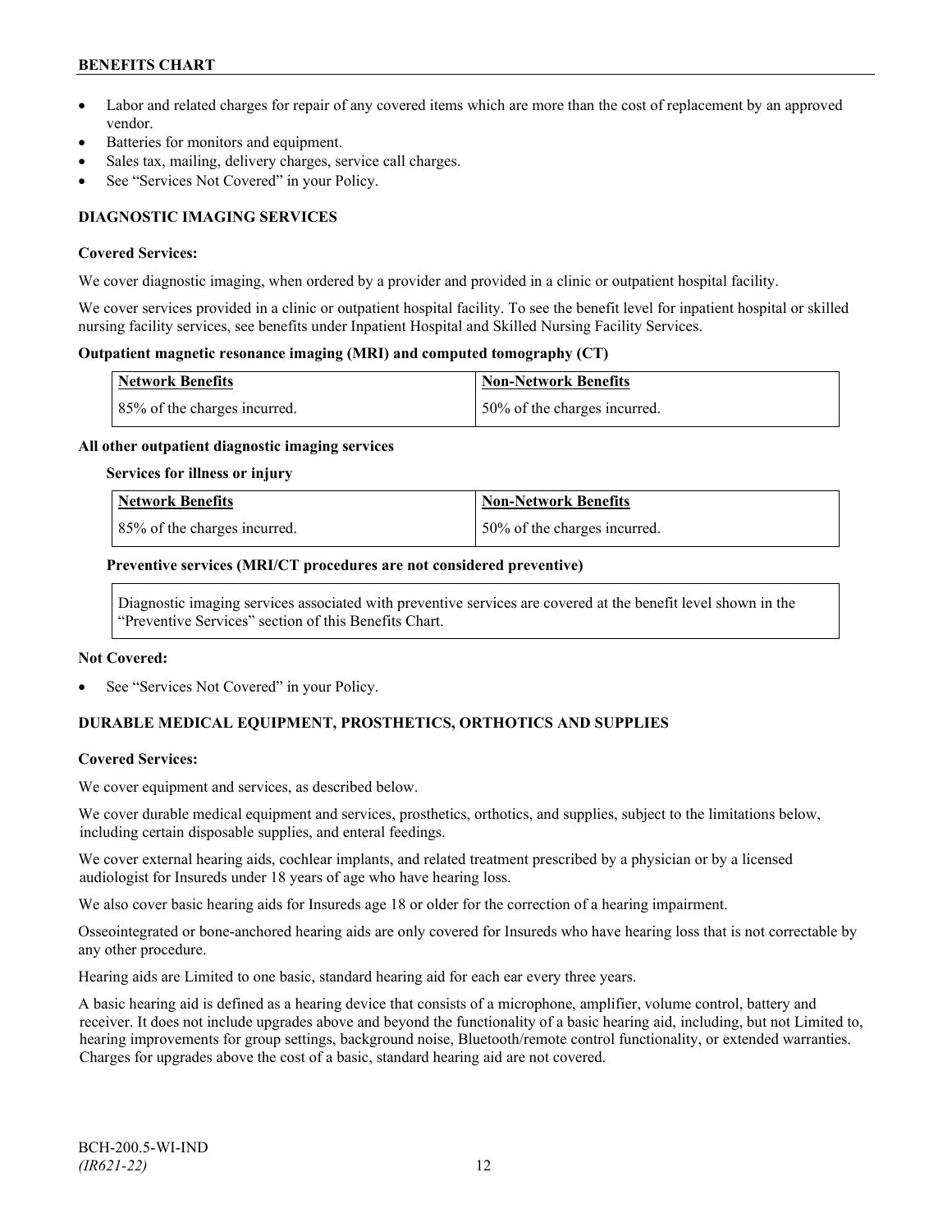- Labor and related charges for repair of any covered items which are more than the cost of replacement by an approved vendor.
- Batteries for monitors and equipment.
- Sales tax, mailing, delivery charges, service call charges.
- See "Services Not Covered" in your Policy.

## DIAGNOSTIC IMAGING SERVICES

**Covered Services:**

We cover diagnostic imaging, when ordered by a provider and provided in a clinic or outpatient hospital facility.

We cover services provided in a clinic or outpatient hospital facility. To see the benefit level for inpatient hospital or skilled nursing facility services, see benefits under Inpatient Hospital and Skilled Nursing Facility Services.

**Outpatient magnetic resonance imaging (MRI) and computed tomography (CT)**

| Network Benefits | Non-Network Benefits |
|---|---|
| 85% of the charges incurred. | 50% of the charges incurred. |

**All other outpatient diagnostic imaging services**

**Services for illness or injury**

| Network Benefits | Non-Network Benefits |
|---|---|
| 85% of the charges incurred. | 50% of the charges incurred. |

**Preventive services (MRI/CT procedures are not considered preventive)**

Diagnostic imaging services associated with preventive services are covered at the benefit level shown in the "Preventive Services" section of this Benefits Chart.

**Not Covered:**

- See "Services Not Covered" in your Policy.

## DURABLE MEDICAL EQUIPMENT, PROSTHETICS, ORTHOTICS AND SUPPLIES

**Covered Services:**

We cover equipment and services, as described below.

We cover durable medical equipment and services, prosthetics, orthotics, and supplies, subject to the limitations below, including certain disposable supplies, and enteral feedings.

We cover external hearing aids, cochlear implants, and related treatment prescribed by a physician or by a licensed audiologist for Insureds under 18 years of age who have hearing loss.

We also cover basic hearing aids for Insureds age 18 or older for the correction of a hearing impairment.

Osseointegrated or bone-anchored hearing aids are only covered for Insureds who have hearing loss that is not correctable by any other procedure.

Hearing aids are Limited to one basic, standard hearing aid for each ear every three years.

A basic hearing aid is defined as a hearing device that consists of a microphone, amplifier, volume control, battery and receiver. It does not include upgrades above and beyond the functionality of a basic hearing aid, including, but not Limited to, hearing improvements for group settings, background noise, Bluetooth/remote control functionality, or extended warranties. Charges for upgrades above the cost of a basic, standard hearing aid are not covered.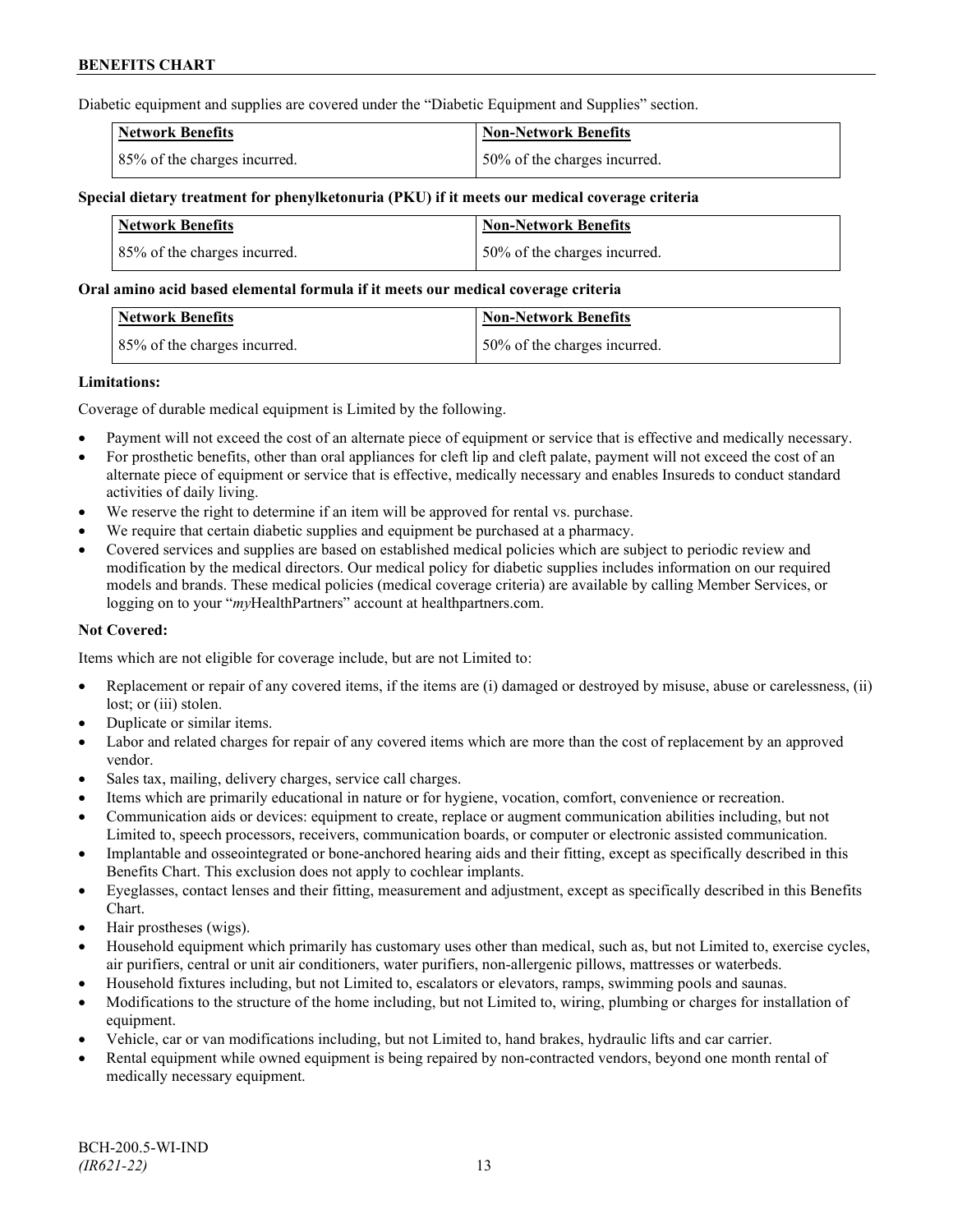Diabetic equipment and supplies are covered under the "Diabetic Equipment and Supplies" section.

| Network Benefits | Non-Network Benefits |
|---|---|
| 85% of the charges incurred. | 50% of the charges incurred. |

**Special dietary treatment for phenylketonuria (PKU) if it meets our medical coverage criteria**

| Network Benefits | Non-Network Benefits |
|---|---|
| 85% of the charges incurred. | 50% of the charges incurred. |

**Oral amino acid based elemental formula if it meets our medical coverage criteria**

| Network Benefits | Non-Network Benefits |
|---|---|
| 85% of the charges incurred. | 50% of the charges incurred. |

**Limitations:**

Coverage of durable medical equipment is Limited by the following.

- Payment will not exceed the cost of an alternate piece of equipment or service that is effective and medically necessary.
- For prosthetic benefits, other than oral appliances for cleft lip and cleft palate, payment will not exceed the cost of an alternate piece of equipment or service that is effective, medically necessary and enables Insureds to conduct standard activities of daily living.
- We reserve the right to determine if an item will be approved for rental vs. purchase.
- We require that certain diabetic supplies and equipment be purchased at a pharmacy.
- Covered services and supplies are based on established medical policies which are subject to periodic review and modification by the medical directors. Our medical policy for diabetic supplies includes information on our required models and brands. These medical policies (medical coverage criteria) are available by calling Member Services, or logging on to your "*my*HealthPartners" account at healthpartners.com.

**Not Covered:**

Items which are not eligible for coverage include, but are not Limited to:

- Replacement or repair of any covered items, if the items are (i) damaged or destroyed by misuse, abuse or carelessness, (ii) lost; or (iii) stolen.
- Duplicate or similar items.
- Labor and related charges for repair of any covered items which are more than the cost of replacement by an approved vendor.
- Sales tax, mailing, delivery charges, service call charges.
- Items which are primarily educational in nature or for hygiene, vocation, comfort, convenience or recreation.
- Communication aids or devices: equipment to create, replace or augment communication abilities including, but not Limited to, speech processors, receivers, communication boards, or computer or electronic assisted communication.
- Implantable and osseointegrated or bone-anchored hearing aids and their fitting, except as specifically described in this Benefits Chart. This exclusion does not apply to cochlear implants.
- Eyeglasses, contact lenses and their fitting, measurement and adjustment, except as specifically described in this Benefits Chart.
- Hair prostheses (wigs).
- Household equipment which primarily has customary uses other than medical, such as, but not Limited to, exercise cycles, air purifiers, central or unit air conditioners, water purifiers, non-allergenic pillows, mattresses or waterbeds.
- Household fixtures including, but not Limited to, escalators or elevators, ramps, swimming pools and saunas.
- Modifications to the structure of the home including, but not Limited to, wiring, plumbing or charges for installation of equipment.
- Vehicle, car or van modifications including, but not Limited to, hand brakes, hydraulic lifts and car carrier.
- Rental equipment while owned equipment is being repaired by non-contracted vendors, beyond one month rental of medically necessary equipment.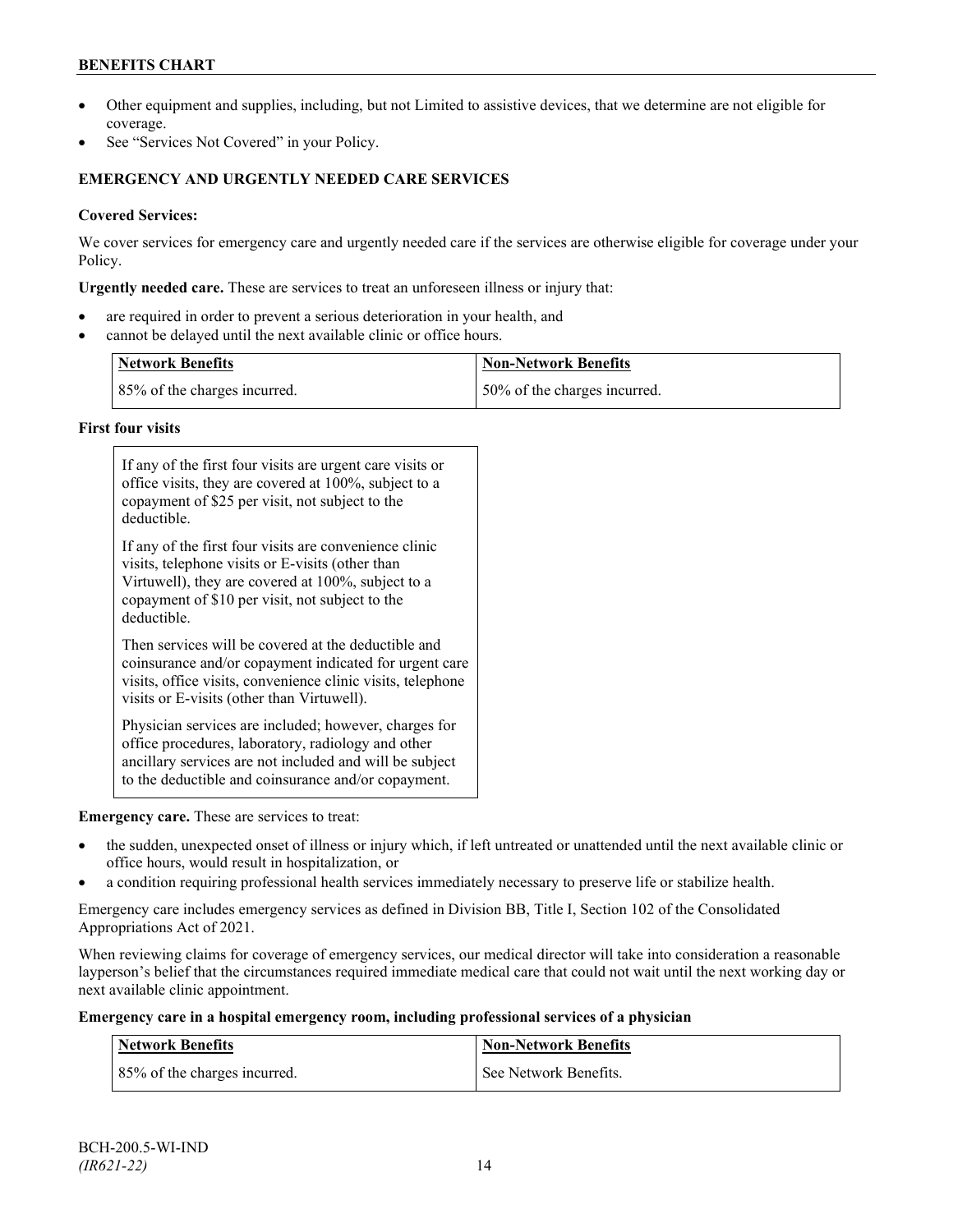- Other equipment and supplies, including, but not Limited to assistive devices, that we determine are not eligible for coverage.
- See "Services Not Covered" in your Policy.

## EMERGENCY AND URGENTLY NEEDED CARE SERVICES

**Covered Services:**

We cover services for emergency care and urgently needed care if the services are otherwise eligible for coverage under your Policy.

**Urgently needed care.** These are services to treat an unforeseen illness or injury that:

- are required in order to prevent a serious deterioration in your health, and
- cannot be delayed until the next available clinic or office hours.

| Network Benefits | Non-Network Benefits |
|---|---|
| 85% of the charges incurred. | 50% of the charges incurred. |

**First four visits**

| |
|---|
| If any of the first four visits are urgent care visits or office visits, they are covered at 100%, subject to a copayment of $25 per visit, not subject to the deductible.<br><br>If any of the first four visits are convenience clinic visits, telephone visits or E-visits (other than Virtuwell), they are covered at 100%, subject to a copayment of $10 per visit, not subject to the deductible.<br><br>Then services will be covered at the deductible and coinsurance and/or copayment indicated for urgent care visits, office visits, convenience clinic visits, telephone visits or E-visits (other than Virtuwell).<br><br>Physician services are included; however, charges for office procedures, laboratory, radiology and other ancillary services are not included and will be subject to the deductible and coinsurance and/or copayment. |

**Emergency care.** These are services to treat:

- the sudden, unexpected onset of illness or injury which, if left untreated or unattended until the next available clinic or office hours, would result in hospitalization, or
- a condition requiring professional health services immediately necessary to preserve life or stabilize health.

Emergency care includes emergency services as defined in Division BB, Title I, Section 102 of the Consolidated Appropriations Act of 2021.

When reviewing claims for coverage of emergency services, our medical director will take into consideration a reasonable layperson's belief that the circumstances required immediate medical care that could not wait until the next working day or next available clinic appointment.

**Emergency care in a hospital emergency room, including professional services of a physician**

| Network Benefits | Non-Network Benefits |
|---|---|
| 85% of the charges incurred. | See Network Benefits. |

BCH-200.5-WI-IND
*(IR621-22)*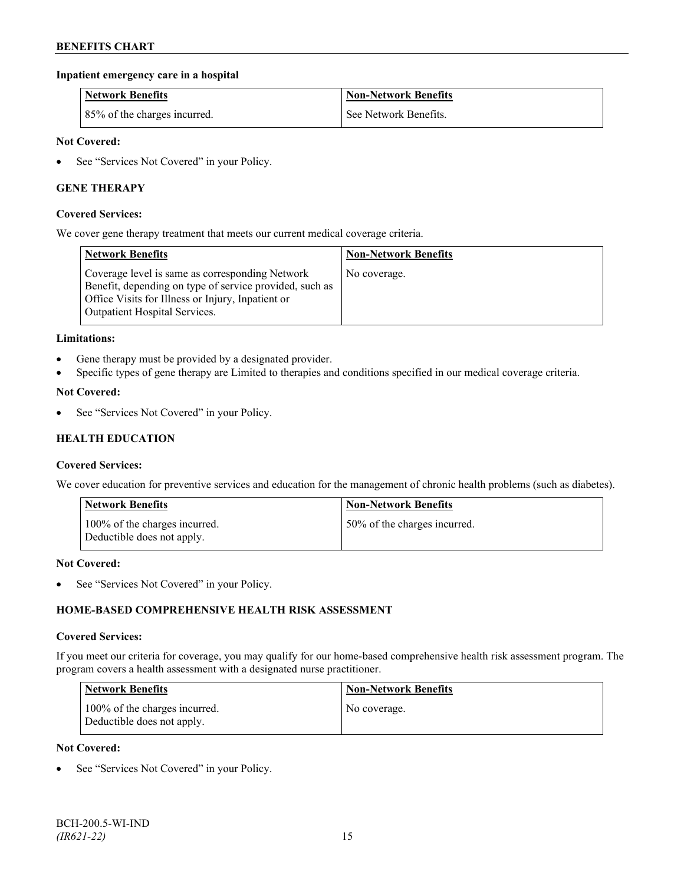**Inpatient emergency care in a hospital**

| Network Benefits | Non-Network Benefits |
| --- | --- |
| 85% of the charges incurred. | See Network Benefits. |

**Not Covered:**

- See "Services Not Covered" in your Policy.

## GENE THERAPY

**Covered Services:**

We cover gene therapy treatment that meets our current medical coverage criteria.

| Network Benefits | Non-Network Benefits |
| --- | --- |
| Coverage level is same as corresponding Network Benefit, depending on type of service provided, such as Office Visits for Illness or Injury, Inpatient or Outpatient Hospital Services. | No coverage. |

**Limitations:**

- Gene therapy must be provided by a designated provider.
- Specific types of gene therapy are Limited to therapies and conditions specified in our medical coverage criteria.

**Not Covered:**

- See "Services Not Covered" in your Policy.

## HEALTH EDUCATION

**Covered Services:**

We cover education for preventive services and education for the management of chronic health problems (such as diabetes).

| Network Benefits | Non-Network Benefits |
| --- | --- |
| 100% of the charges incurred. Deductible does not apply. | 50% of the charges incurred. |

**Not Covered:**

- See "Services Not Covered" in your Policy.

## HOME-BASED COMPREHENSIVE HEALTH RISK ASSESSMENT

**Covered Services:**

If you meet our criteria for coverage, you may qualify for our home-based comprehensive health risk assessment program. The program covers a health assessment with a designated nurse practitioner.

| Network Benefits | Non-Network Benefits |
| --- | --- |
| 100% of the charges incurred. Deductible does not apply. | No coverage. |

**Not Covered:**

- See "Services Not Covered" in your Policy.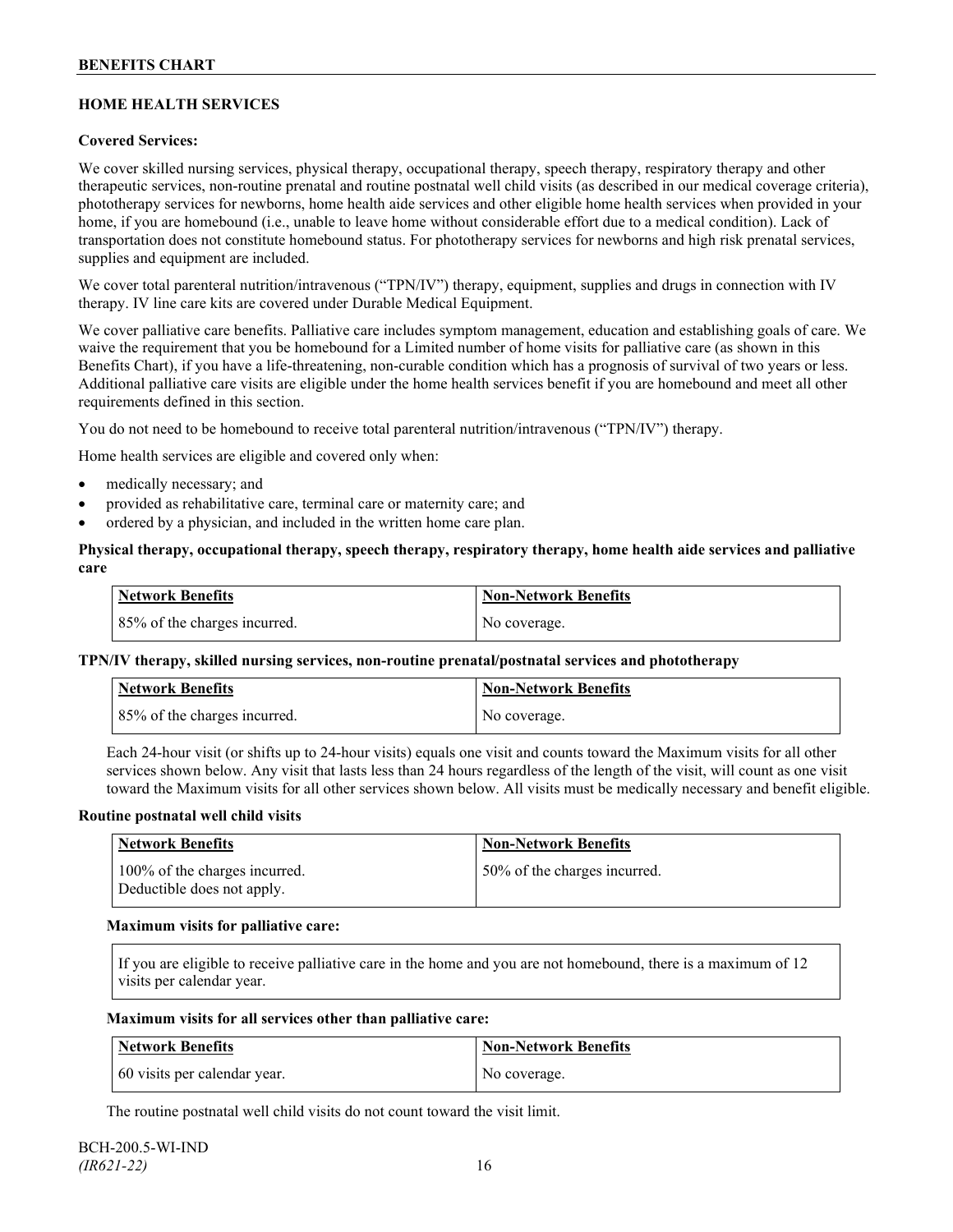## HOME HEALTH SERVICES

**Covered Services:**

We cover skilled nursing services, physical therapy, occupational therapy, speech therapy, respiratory therapy and other therapeutic services, non-routine prenatal and routine postnatal well child visits (as described in our medical coverage criteria), phototherapy services for newborns, home health aide services and other eligible home health services when provided in your home, if you are homebound (i.e., unable to leave home without considerable effort due to a medical condition). Lack of transportation does not constitute homebound status. For phototherapy services for newborns and high risk prenatal services, supplies and equipment are included.

We cover total parenteral nutrition/intravenous ("TPN/IV") therapy, equipment, supplies and drugs in connection with IV therapy. IV line care kits are covered under Durable Medical Equipment.

We cover palliative care benefits. Palliative care includes symptom management, education and establishing goals of care. We waive the requirement that you be homebound for a Limited number of home visits for palliative care (as shown in this Benefits Chart), if you have a life-threatening, non-curable condition which has a prognosis of survival of two years or less. Additional palliative care visits are eligible under the home health services benefit if you are homebound and meet all other requirements defined in this section.

You do not need to be homebound to receive total parenteral nutrition/intravenous ("TPN/IV") therapy.

Home health services are eligible and covered only when:

- medically necessary; and
- provided as rehabilitative care, terminal care or maternity care; and
- ordered by a physician, and included in the written home care plan.

**Physical therapy, occupational therapy, speech therapy, respiratory therapy, home health aide services and palliative care**

| Network Benefits | Non-Network Benefits |
|---|---|
| 85% of the charges incurred. | No coverage. |

**TPN/IV therapy, skilled nursing services, non-routine prenatal/postnatal services and phototherapy**

| Network Benefits | Non-Network Benefits |
|---|---|
| 85% of the charges incurred. | No coverage. |

Each 24-hour visit (or shifts up to 24-hour visits) equals one visit and counts toward the Maximum visits for all other services shown below. Any visit that lasts less than 24 hours regardless of the length of the visit, will count as one visit toward the Maximum visits for all other services shown below. All visits must be medically necessary and benefit eligible.

**Routine postnatal well child visits**

| Network Benefits | Non-Network Benefits |
|---|---|
| 100% of the charges incurred. Deductible does not apply. | 50% of the charges incurred. |

**Maximum visits for palliative care:**

| If you are eligible to receive palliative care in the home and you are not homebound, there is a maximum of 12 visits per calendar year. |
|---|

**Maximum visits for all services other than palliative care:**

| Network Benefits | Non-Network Benefits |
|---|---|
| 60 visits per calendar year. | No coverage. |

The routine postnatal well child visits do not count toward the visit limit.

BCH-200.5-WI-IND
*(IR621-22)*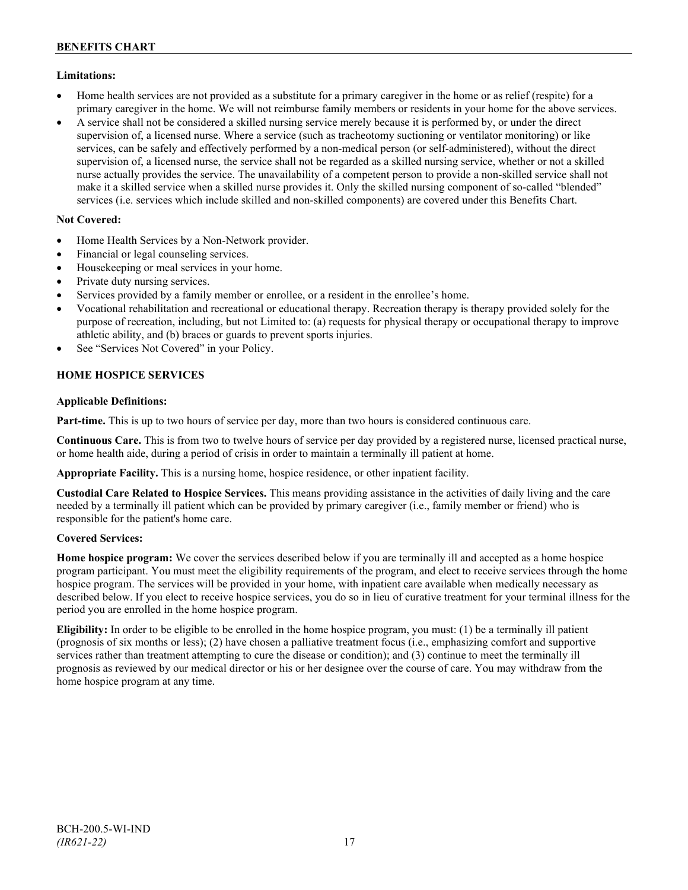**Limitations:**

- Home health services are not provided as a substitute for a primary caregiver in the home or as relief (respite) for a primary caregiver in the home. We will not reimburse family members or residents in your home for the above services.
- A service shall not be considered a skilled nursing service merely because it is performed by, or under the direct supervision of, a licensed nurse. Where a service (such as tracheotomy suctioning or ventilator monitoring) or like services, can be safely and effectively performed by a non-medical person (or self-administered), without the direct supervision of, a licensed nurse, the service shall not be regarded as a skilled nursing service, whether or not a skilled nurse actually provides the service. The unavailability of a competent person to provide a non-skilled service shall not make it a skilled service when a skilled nurse provides it. Only the skilled nursing component of so-called "blended" services (i.e. services which include skilled and non-skilled components) are covered under this Benefits Chart.

**Not Covered:**

- Home Health Services by a Non-Network provider.
- Financial or legal counseling services.
- Housekeeping or meal services in your home.
- Private duty nursing services.
- Services provided by a family member or enrollee, or a resident in the enrollee's home.
- Vocational rehabilitation and recreational or educational therapy. Recreation therapy is therapy provided solely for the purpose of recreation, including, but not Limited to: (a) requests for physical therapy or occupational therapy to improve athletic ability, and (b) braces or guards to prevent sports injuries.
- See "Services Not Covered" in your Policy.

## HOME HOSPICE SERVICES

**Applicable Definitions:**

**Part-time.** This is up to two hours of service per day, more than two hours is considered continuous care.

**Continuous Care.** This is from two to twelve hours of service per day provided by a registered nurse, licensed practical nurse, or home health aide, during a period of crisis in order to maintain a terminally ill patient at home.

**Appropriate Facility.** This is a nursing home, hospice residence, or other inpatient facility.

**Custodial Care Related to Hospice Services.** This means providing assistance in the activities of daily living and the care needed by a terminally ill patient which can be provided by primary caregiver (i.e., family member or friend) who is responsible for the patient's home care.

**Covered Services:**

**Home hospice program:** We cover the services described below if you are terminally ill and accepted as a home hospice program participant. You must meet the eligibility requirements of the program, and elect to receive services through the home hospice program. The services will be provided in your home, with inpatient care available when medically necessary as described below. If you elect to receive hospice services, you do so in lieu of curative treatment for your terminal illness for the period you are enrolled in the home hospice program.

**Eligibility:** In order to be eligible to be enrolled in the home hospice program, you must: (1) be a terminally ill patient (prognosis of six months or less); (2) have chosen a palliative treatment focus (i.e., emphasizing comfort and supportive services rather than treatment attempting to cure the disease or condition); and (3) continue to meet the terminally ill prognosis as reviewed by our medical director or his or her designee over the course of care. You may withdraw from the home hospice program at any time.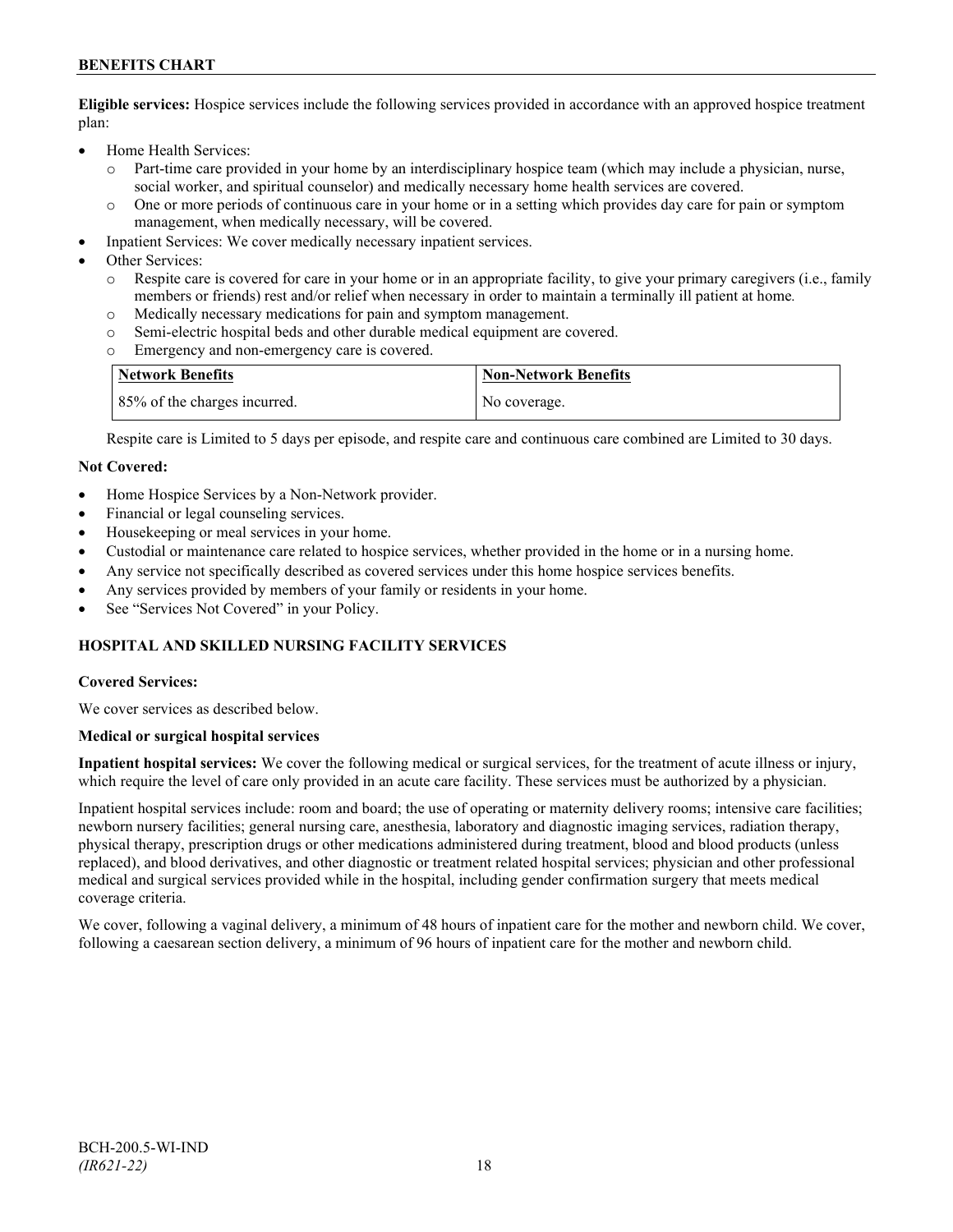**Eligible services:** Hospice services include the following services provided in accordance with an approved hospice treatment plan:

- Home Health Services:
  - Part-time care provided in your home by an interdisciplinary hospice team (which may include a physician, nurse, social worker, and spiritual counselor) and medically necessary home health services are covered.
  - One or more periods of continuous care in your home or in a setting which provides day care for pain or symptom management, when medically necessary, will be covered.
- Inpatient Services: We cover medically necessary inpatient services.
- Other Services:
  - Respite care is covered for care in your home or in an appropriate facility, to give your primary caregivers (i.e., family members or friends) rest and/or relief when necessary in order to maintain a terminally ill patient at home.
  - Medically necessary medications for pain and symptom management.
  - Semi-electric hospital beds and other durable medical equipment are covered.
  - Emergency and non-emergency care is covered.

| Network Benefits | Non-Network Benefits |
| --- | --- |
| 85% of the charges incurred. | No coverage. |

Respite care is Limited to 5 days per episode, and respite care and continuous care combined are Limited to 30 days.

**Not Covered:**

- Home Hospice Services by a Non-Network provider.
- Financial or legal counseling services.
- Housekeeping or meal services in your home.
- Custodial or maintenance care related to hospice services, whether provided in the home or in a nursing home.
- Any service not specifically described as covered services under this home hospice services benefits.
- Any services provided by members of your family or residents in your home.
- See "Services Not Covered" in your Policy.

## HOSPITAL AND SKILLED NURSING FACILITY SERVICES

**Covered Services:**

We cover services as described below.

**Medical or surgical hospital services**

**Inpatient hospital services:** We cover the following medical or surgical services, for the treatment of acute illness or injury, which require the level of care only provided in an acute care facility. These services must be authorized by a physician.

Inpatient hospital services include: room and board; the use of operating or maternity delivery rooms; intensive care facilities; newborn nursery facilities; general nursing care, anesthesia, laboratory and diagnostic imaging services, radiation therapy, physical therapy, prescription drugs or other medications administered during treatment, blood and blood products (unless replaced), and blood derivatives, and other diagnostic or treatment related hospital services; physician and other professional medical and surgical services provided while in the hospital, including gender confirmation surgery that meets medical coverage criteria.

We cover, following a vaginal delivery, a minimum of 48 hours of inpatient care for the mother and newborn child. We cover, following a caesarean section delivery, a minimum of 96 hours of inpatient care for the mother and newborn child.

BCH-200.5-WI-IND
*(IR621-22)*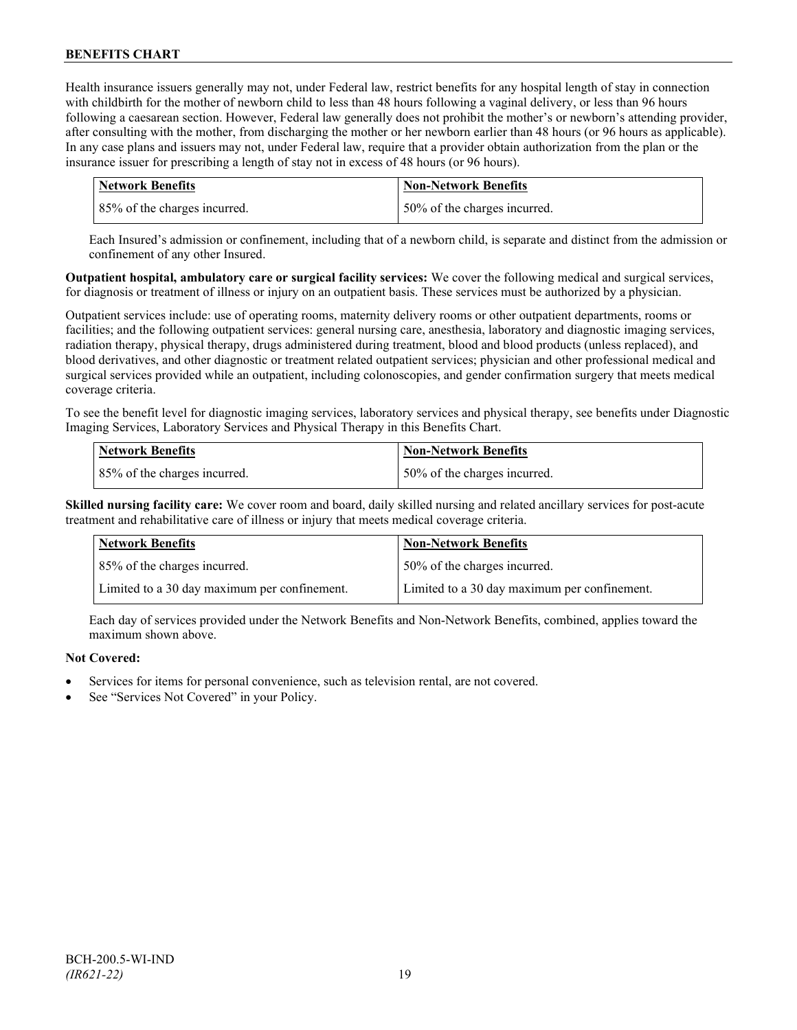Health insurance issuers generally may not, under Federal law, restrict benefits for any hospital length of stay in connection with childbirth for the mother of newborn child to less than 48 hours following a vaginal delivery, or less than 96 hours following a caesarean section. However, Federal law generally does not prohibit the mother's or newborn's attending provider, after consulting with the mother, from discharging the mother or her newborn earlier than 48 hours (or 96 hours as applicable). In any case plans and issuers may not, under Federal law, require that a provider obtain authorization from the plan or the insurance issuer for prescribing a length of stay not in excess of 48 hours (or 96 hours).

| Network Benefits | Non-Network Benefits |
|---|---|
| 85% of the charges incurred. | 50% of the charges incurred. |

Each Insured's admission or confinement, including that of a newborn child, is separate and distinct from the admission or confinement of any other Insured.

**Outpatient hospital, ambulatory care or surgical facility services:** We cover the following medical and surgical services, for diagnosis or treatment of illness or injury on an outpatient basis. These services must be authorized by a physician.

Outpatient services include: use of operating rooms, maternity delivery rooms or other outpatient departments, rooms or facilities; and the following outpatient services: general nursing care, anesthesia, laboratory and diagnostic imaging services, radiation therapy, physical therapy, drugs administered during treatment, blood and blood products (unless replaced), and blood derivatives, and other diagnostic or treatment related outpatient services; physician and other professional medical and surgical services provided while an outpatient, including colonoscopies, and gender confirmation surgery that meets medical coverage criteria.

To see the benefit level for diagnostic imaging services, laboratory services and physical therapy, see benefits under Diagnostic Imaging Services, Laboratory Services and Physical Therapy in this Benefits Chart.

| Network Benefits | Non-Network Benefits |
|---|---|
| 85% of the charges incurred. | 50% of the charges incurred. |

**Skilled nursing facility care:** We cover room and board, daily skilled nursing and related ancillary services for post-acute treatment and rehabilitative care of illness or injury that meets medical coverage criteria.

| Network Benefits | Non-Network Benefits |
|---|---|
| 85% of the charges incurred. | 50% of the charges incurred. |
| Limited to a 30 day maximum per confinement. | Limited to a 30 day maximum per confinement. |

Each day of services provided under the Network Benefits and Non-Network Benefits, combined, applies toward the maximum shown above.

**Not Covered:**

- Services for items for personal convenience, such as television rental, are not covered.
- See "Services Not Covered" in your Policy.

BCH-200.5-WI-IND
*(IR621-22)*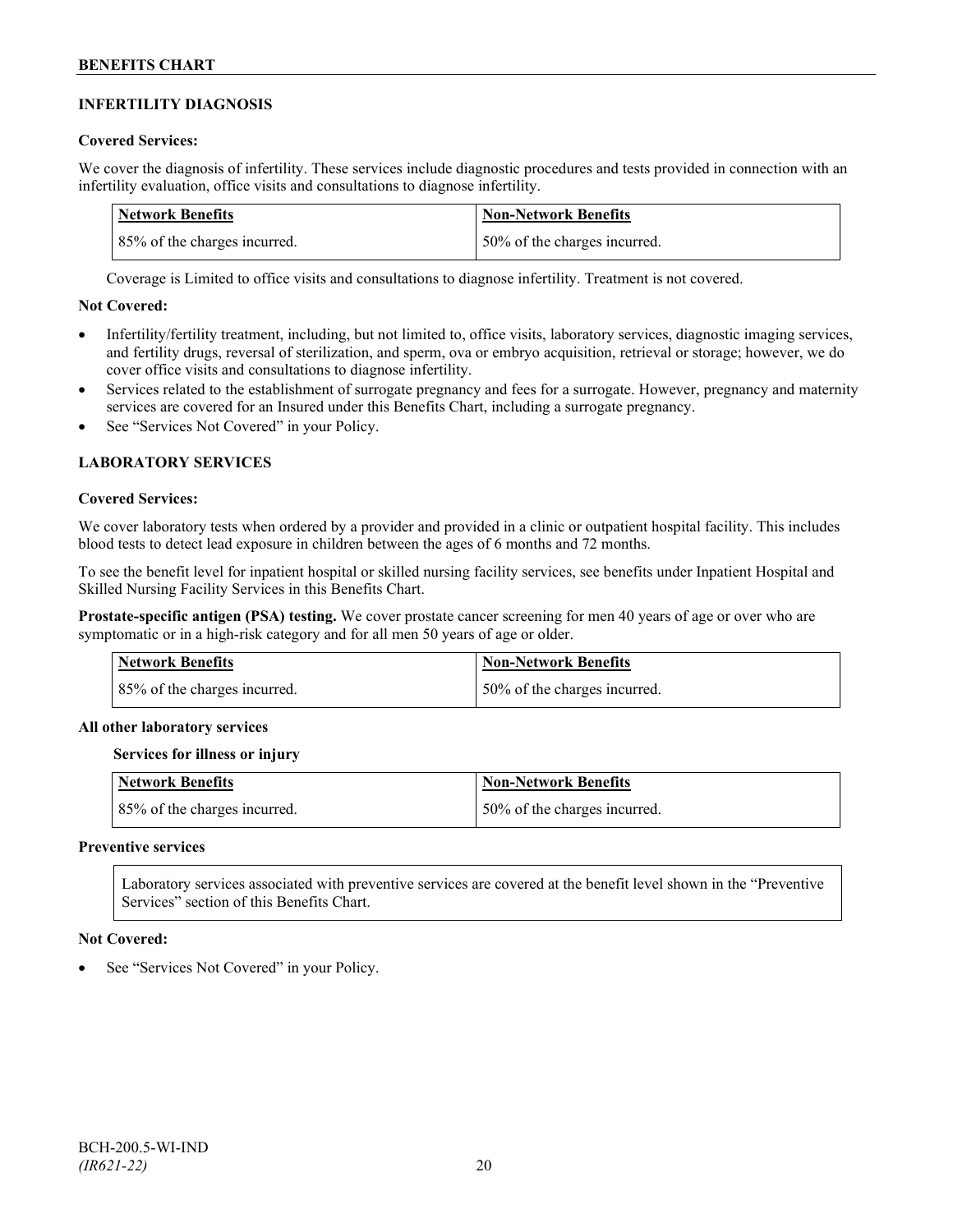## INFERTILITY DIAGNOSIS

### Covered Services:

We cover the diagnosis of infertility. These services include diagnostic procedures and tests provided in connection with an infertility evaluation, office visits and consultations to diagnose infertility.

| Network Benefits | Non-Network Benefits |
| --- | --- |
| 85% of the charges incurred. | 50% of the charges incurred. |

Coverage is Limited to office visits and consultations to diagnose infertility. Treatment is not covered.

### Not Covered:

- Infertility/fertility treatment, including, but not limited to, office visits, laboratory services, diagnostic imaging services, and fertility drugs, reversal of sterilization, and sperm, ova or embryo acquisition, retrieval or storage; however, we do cover office visits and consultations to diagnose infertility.
- Services related to the establishment of surrogate pregnancy and fees for a surrogate. However, pregnancy and maternity services are covered for an Insured under this Benefits Chart, including a surrogate pregnancy.
- See "Services Not Covered" in your Policy.

## LABORATORY SERVICES

### Covered Services:

We cover laboratory tests when ordered by a provider and provided in a clinic or outpatient hospital facility. This includes blood tests to detect lead exposure in children between the ages of 6 months and 72 months.

To see the benefit level for inpatient hospital or skilled nursing facility services, see benefits under Inpatient Hospital and Skilled Nursing Facility Services in this Benefits Chart.

**Prostate-specific antigen (PSA) testing.** We cover prostate cancer screening for men 40 years of age or over who are symptomatic or in a high-risk category and for all men 50 years of age or older.

| Network Benefits | Non-Network Benefits |
| --- | --- |
| 85% of the charges incurred. | 50% of the charges incurred. |

**All other laboratory services**

**Services for illness or injury**

| Network Benefits | Non-Network Benefits |
| --- | --- |
| 85% of the charges incurred. | 50% of the charges incurred. |

**Preventive services**

Laboratory services associated with preventive services are covered at the benefit level shown in the "Preventive Services" section of this Benefits Chart.

### Not Covered:

- See "Services Not Covered" in your Policy.

BCH-200.5-WI-IND
*(IR621-22)*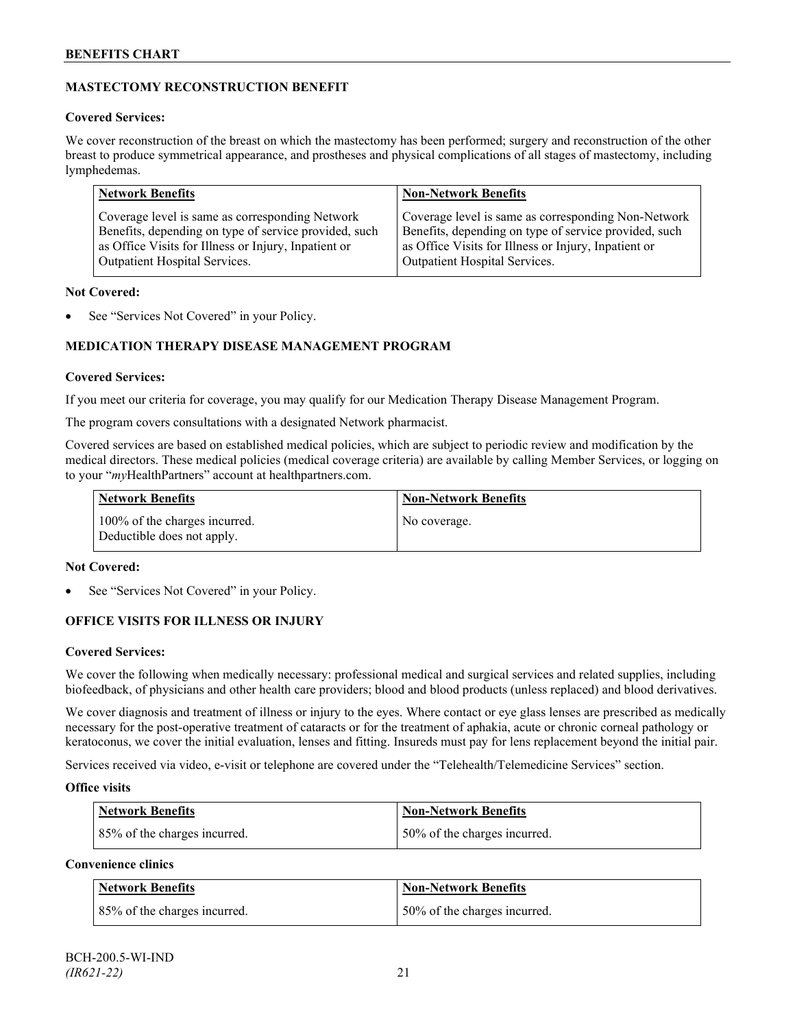## MASTECTOMY RECONSTRUCTION BENEFIT

**Covered Services:**

We cover reconstruction of the breast on which the mastectomy has been performed; surgery and reconstruction of the other breast to produce symmetrical appearance, and prostheses and physical complications of all stages of mastectomy, including lymphedemas.

| Network Benefits | Non-Network Benefits |
|---|---|
| Coverage level is same as corresponding Network Benefits, depending on type of service provided, such as Office Visits for Illness or Injury, Inpatient or Outpatient Hospital Services. | Coverage level is same as corresponding Non-Network Benefits, depending on type of service provided, such as Office Visits for Illness or Injury, Inpatient or Outpatient Hospital Services. |

**Not Covered:**

- See "Services Not Covered" in your Policy.

## MEDICATION THERAPY DISEASE MANAGEMENT PROGRAM

**Covered Services:**

If you meet our criteria for coverage, you may qualify for our Medication Therapy Disease Management Program.

The program covers consultations with a designated Network pharmacist.

Covered services are based on established medical policies, which are subject to periodic review and modification by the medical directors. These medical policies (medical coverage criteria) are available by calling Member Services, or logging on to your "*my*HealthPartners" account at healthpartners.com.

| Network Benefits | Non-Network Benefits |
|---|---|
| 100% of the charges incurred. Deductible does not apply. | No coverage. |

**Not Covered:**

- See "Services Not Covered" in your Policy.

## OFFICE VISITS FOR ILLNESS OR INJURY

**Covered Services:**

We cover the following when medically necessary: professional medical and surgical services and related supplies, including biofeedback, of physicians and other health care providers; blood and blood products (unless replaced) and blood derivatives.

We cover diagnosis and treatment of illness or injury to the eyes. Where contact or eye glass lenses are prescribed as medically necessary for the post-operative treatment of cataracts or for the treatment of aphakia, acute or chronic corneal pathology or keratoconus, we cover the initial evaluation, lenses and fitting. Insureds must pay for lens replacement beyond the initial pair.

Services received via video, e-visit or telephone are covered under the "Telehealth/Telemedicine Services" section.

**Office visits**

| Network Benefits | Non-Network Benefits |
|---|---|
| 85% of the charges incurred. | 50% of the charges incurred. |

**Convenience clinics**

| Network Benefits | Non-Network Benefits |
|---|---|
| 85% of the charges incurred. | 50% of the charges incurred. |

BCH-200.5-WI-IND
*(IR621-22)*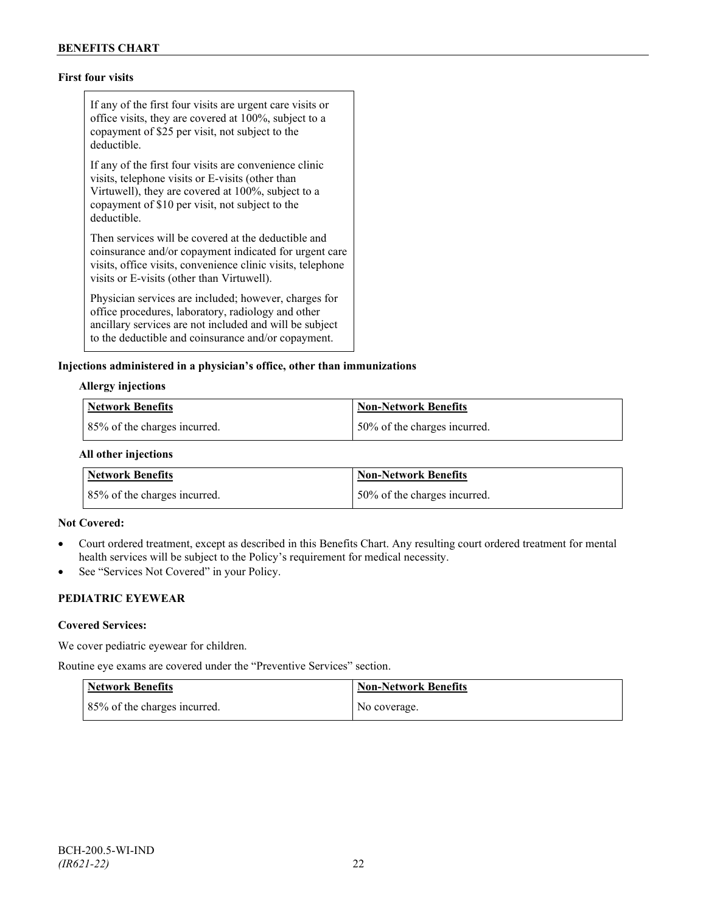**First four visits**

| If any of the first four visits are urgent care visits or office visits, they are covered at 100%, subject to a copayment of $25 per visit, not subject to the deductible.<br><br>If any of the first four visits are convenience clinic visits, telephone visits or E-visits (other than Virtuwell), they are covered at 100%, subject to a copayment of $10 per visit, not subject to the deductible.<br><br>Then services will be covered at the deductible and coinsurance and/or copayment indicated for urgent care visits, office visits, convenience clinic visits, telephone visits or E-visits (other than Virtuwell).<br><br>Physician services are included; however, charges for office procedures, laboratory, radiology and other ancillary services are not included and will be subject to the deductible and coinsurance and/or copayment. |
|---|

**Injections administered in a physician's office, other than immunizations**

**Allergy injections**

| Network Benefits | Non-Network Benefits |
|---|---|
| 85% of the charges incurred. | 50% of the charges incurred. |

**All other injections**

| Network Benefits | Non-Network Benefits |
|---|---|
| 85% of the charges incurred. | 50% of the charges incurred. |

**Not Covered:**

- Court ordered treatment, except as described in this Benefits Chart. Any resulting court ordered treatment for mental health services will be subject to the Policy's requirement for medical necessity.
- See "Services Not Covered" in your Policy.

**PEDIATRIC EYEWEAR**

**Covered Services:**

We cover pediatric eyewear for children.

Routine eye exams are covered under the "Preventive Services" section.

| Network Benefits | Non-Network Benefits |
|---|---|
| 85% of the charges incurred. | No coverage. |

BCH-200.5-WI-IND
*(IR621-22)*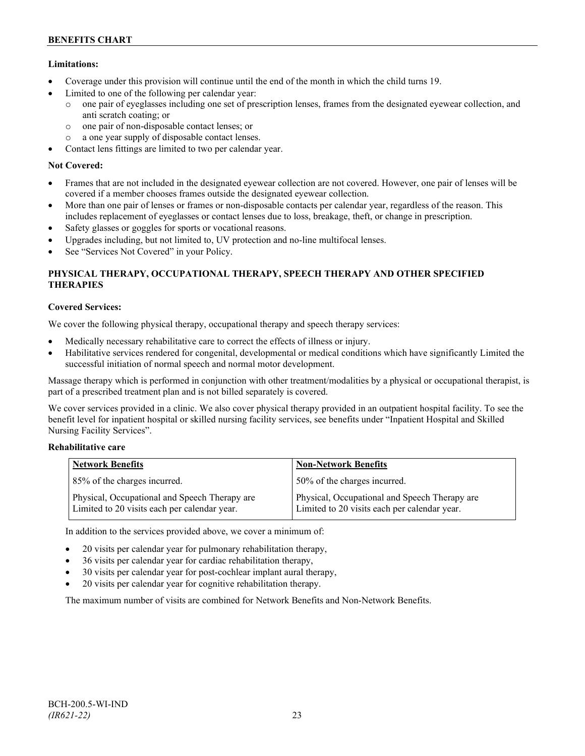**Limitations:**

- Coverage under this provision will continue until the end of the month in which the child turns 19.
- Limited to one of the following per calendar year:
  - one pair of eyeglasses including one set of prescription lenses, frames from the designated eyewear collection, and anti scratch coating; or
  - one pair of non-disposable contact lenses; or
  - a one year supply of disposable contact lenses.
- Contact lens fittings are limited to two per calendar year.

**Not Covered:**

- Frames that are not included in the designated eyewear collection are not covered. However, one pair of lenses will be covered if a member chooses frames outside the designated eyewear collection.
- More than one pair of lenses or frames or non-disposable contacts per calendar year, regardless of the reason. This includes replacement of eyeglasses or contact lenses due to loss, breakage, theft, or change in prescription.
- Safety glasses or goggles for sports or vocational reasons.
- Upgrades including, but not limited to, UV protection and no-line multifocal lenses.
- See "Services Not Covered" in your Policy.

## PHYSICAL THERAPY, OCCUPATIONAL THERAPY, SPEECH THERAPY AND OTHER SPECIFIED THERAPIES

**Covered Services:**

We cover the following physical therapy, occupational therapy and speech therapy services:

- Medically necessary rehabilitative care to correct the effects of illness or injury.
- Habilitative services rendered for congenital, developmental or medical conditions which have significantly Limited the successful initiation of normal speech and normal motor development.

Massage therapy which is performed in conjunction with other treatment/modalities by a physical or occupational therapist, is part of a prescribed treatment plan and is not billed separately is covered.

We cover services provided in a clinic. We also cover physical therapy provided in an outpatient hospital facility. To see the benefit level for inpatient hospital or skilled nursing facility services, see benefits under "Inpatient Hospital and Skilled Nursing Facility Services".

**Rehabilitative care**

| Network Benefits | Non-Network Benefits |
| --- | --- |
| 85% of the charges incurred. | 50% of the charges incurred. |
| Physical, Occupational and Speech Therapy are Limited to 20 visits each per calendar year. | Physical, Occupational and Speech Therapy are Limited to 20 visits each per calendar year. |

In addition to the services provided above, we cover a minimum of:

- 20 visits per calendar year for pulmonary rehabilitation therapy,
- 36 visits per calendar year for cardiac rehabilitation therapy,
- 30 visits per calendar year for post-cochlear implant aural therapy,
- 20 visits per calendar year for cognitive rehabilitation therapy.

The maximum number of visits are combined for Network Benefits and Non-Network Benefits.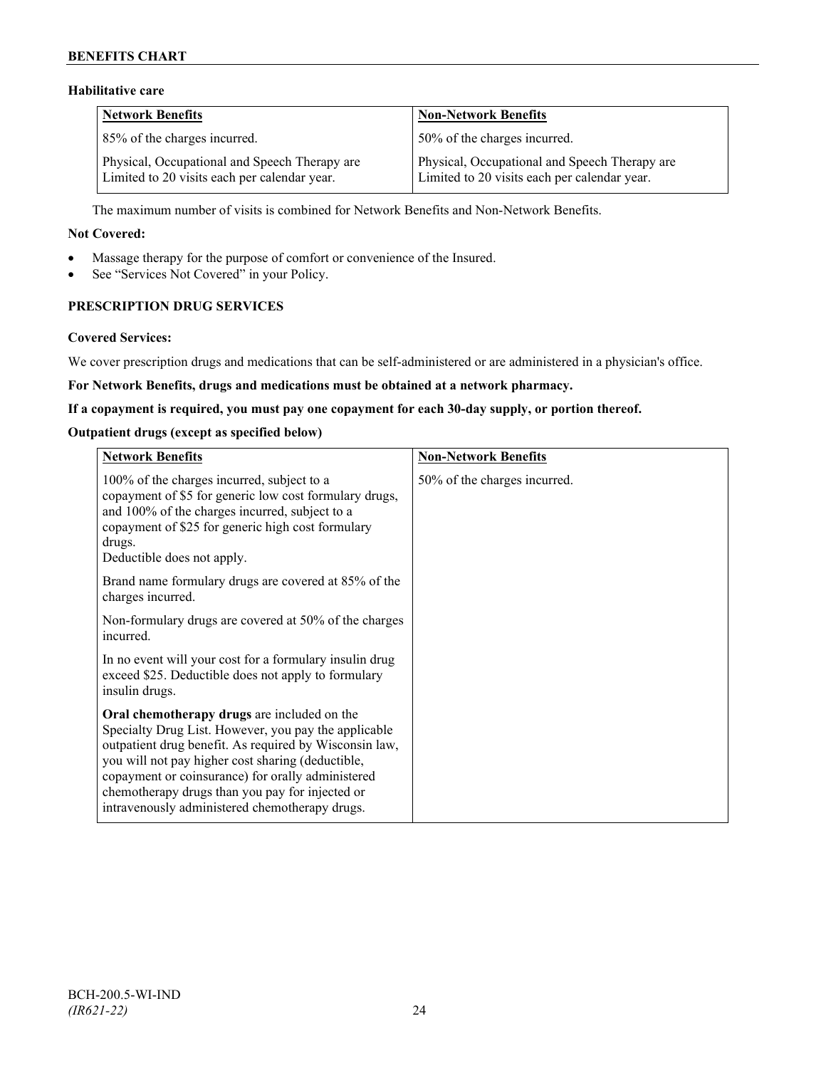### Habitative care

| Network Benefits | Non-Network Benefits |
| --- | --- |
| 85% of the charges incurred. | 50% of the charges incurred. |
| Physical, Occupational and Speech Therapy are Limited to 20 visits each per calendar year. | Physical, Occupational and Speech Therapy are Limited to 20 visits each per calendar year. |

The maximum number of visits is combined for Network Benefits and Non-Network Benefits.

**Not Covered:**

- Massage therapy for the purpose of comfort or convenience of the Insured.
- See "Services Not Covered" in your Policy.

## PRESCRIPTION DRUG SERVICES

**Covered Services:**

We cover prescription drugs and medications that can be self-administered or are administered in a physician's office.

**For Network Benefits, drugs and medications must be obtained at a network pharmacy.**

**If a copayment is required, you must pay one copayment for each 30-day supply, or portion thereof.**

**Outpatient drugs (except as specified below)**

| Network Benefits | Non-Network Benefits |
| --- | --- |
| 100% of the charges incurred, subject to a copayment of $5 for generic low cost formulary drugs, and 100% of the charges incurred, subject to a copayment of $25 for generic high cost formulary drugs.<br>Deductible does not apply.<br><br>Brand name formulary drugs are covered at 85% of the charges incurred.<br><br>Non-formulary drugs are covered at 50% of the charges incurred.<br><br>In no event will your cost for a formulary insulin drug exceed $25. Deductible does not apply to formulary insulin drugs.<br><br>**Oral chemotherapy drugs** are included on the Specialty Drug List. However, you pay the applicable outpatient drug benefit. As required by Wisconsin law, you will not pay higher cost sharing (deductible, copayment or coinsurance) for orally administered chemotherapy drugs than you pay for injected or intravenously administered chemotherapy drugs. | 50% of the charges incurred. |

BCH-200.5-WI-IND
*(IR621-22)*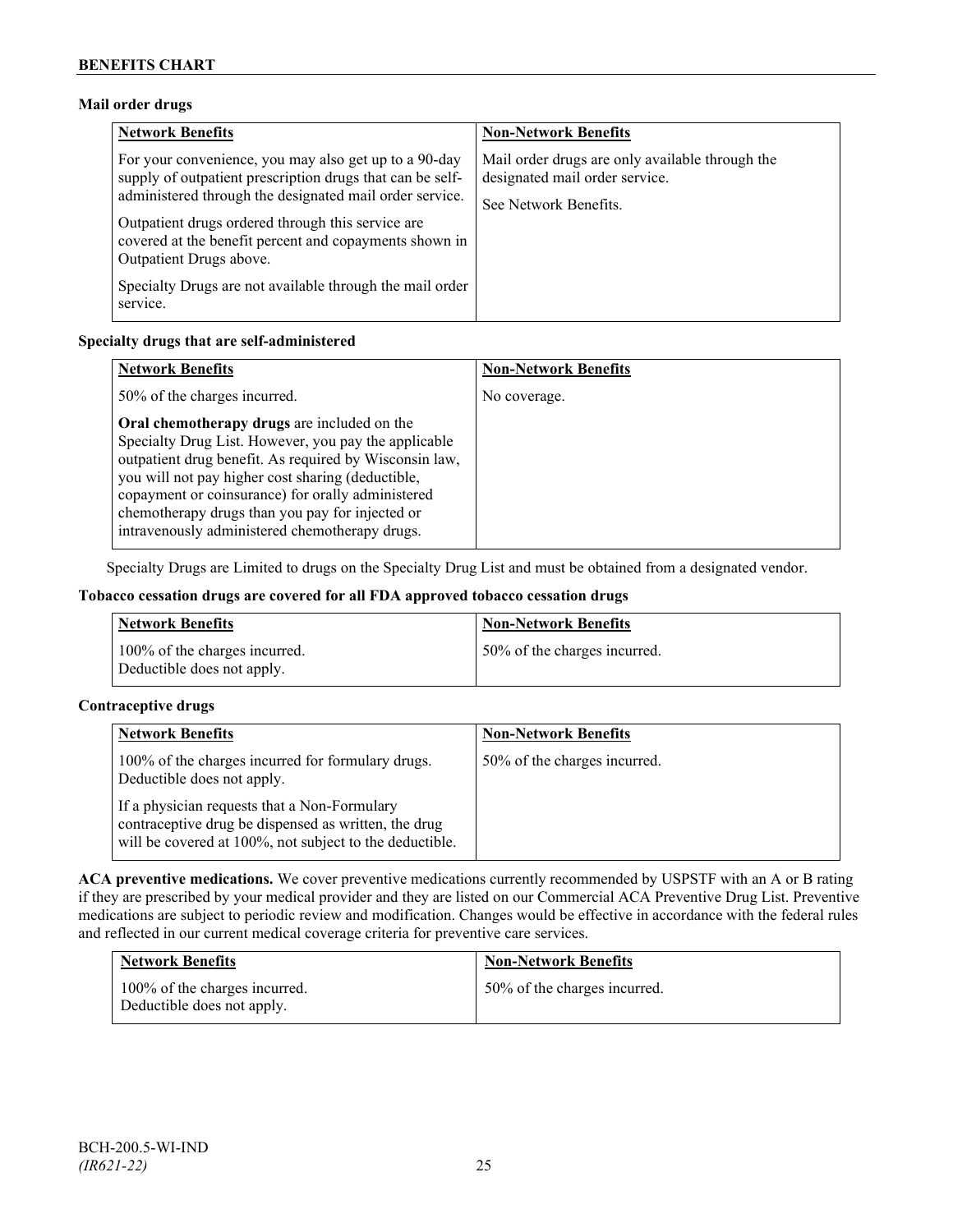**Mail order drugs**

| Network Benefits | Non-Network Benefits |
|---|---|
| For your convenience, you may also get up to a 90-day supply of outpatient prescription drugs that can be self-administered through the designated mail order service.<br><br>Outpatient drugs ordered through this service are covered at the benefit percent and copayments shown in Outpatient Drugs above.<br><br>Specialty Drugs are not available through the mail order service. | Mail order drugs are only available through the designated mail order service.<br><br>See Network Benefits. |

**Specialty drugs that are self-administered**

| Network Benefits | Non-Network Benefits |
|---|---|
| 50% of the charges incurred.<br><br>**Oral chemotherapy drugs** are included on the Specialty Drug List. However, you pay the applicable outpatient drug benefit. As required by Wisconsin law, you will not pay higher cost sharing (deductible, copayment or coinsurance) for orally administered chemotherapy drugs than you pay for injected or intravenously administered chemotherapy drugs. | No coverage. |

Specialty Drugs are Limited to drugs on the Specialty Drug List and must be obtained from a designated vendor.

**Tobacco cessation drugs are covered for all FDA approved tobacco cessation drugs**

| Network Benefits | Non-Network Benefits |
|---|---|
| 100% of the charges incurred.<br>Deductible does not apply. | 50% of the charges incurred. |

**Contraceptive drugs**

| Network Benefits | Non-Network Benefits |
|---|---|
| 100% of the charges incurred for formulary drugs. Deductible does not apply.<br><br>If a physician requests that a Non-Formulary contraceptive drug be dispensed as written, the drug will be covered at 100%, not subject to the deductible. | 50% of the charges incurred. |

**ACA preventive medications.** We cover preventive medications currently recommended by USPSTF with an A or B rating if they are prescribed by your medical provider and they are listed on our Commercial ACA Preventive Drug List. Preventive medications are subject to periodic review and modification. Changes would be effective in accordance with the federal rules and reflected in our current medical coverage criteria for preventive care services.

| Network Benefits | Non-Network Benefits |
|---|---|
| 100% of the charges incurred.<br>Deductible does not apply. | 50% of the charges incurred. |

BCH-200.5-WI-IND
*(IR621-22)*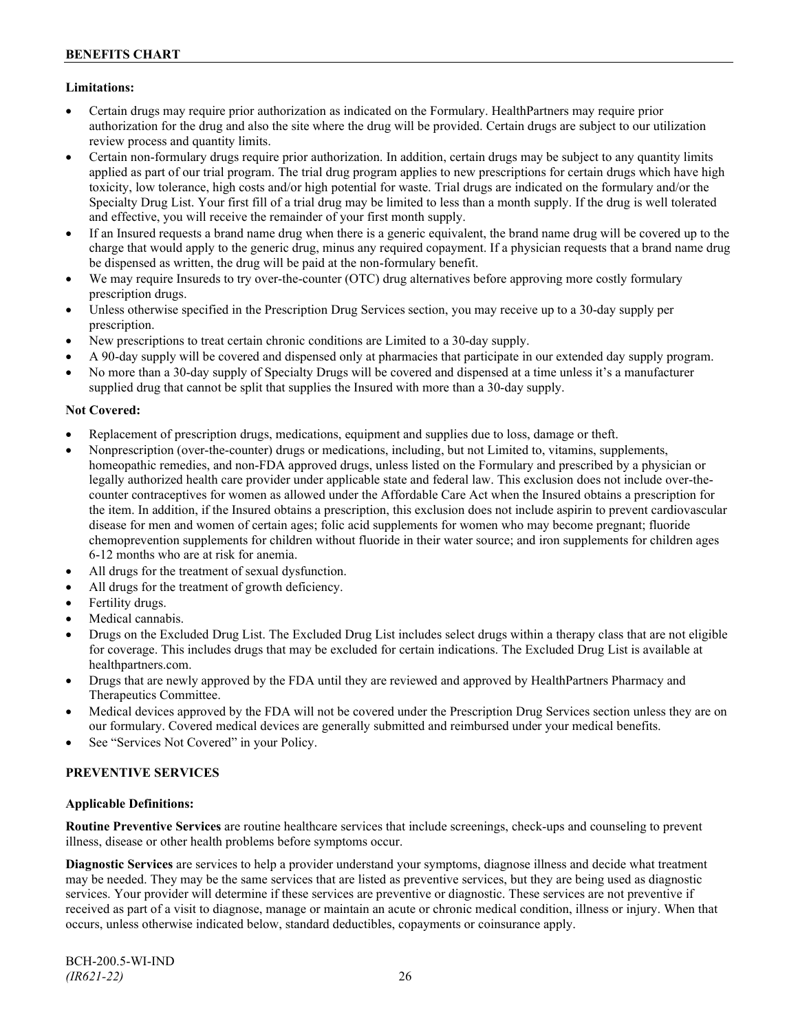**Limitations:**

- Certain drugs may require prior authorization as indicated on the Formulary. HealthPartners may require prior authorization for the drug and also the site where the drug will be provided. Certain drugs are subject to our utilization review process and quantity limits.
- Certain non-formulary drugs require prior authorization. In addition, certain drugs may be subject to any quantity limits applied as part of our trial program. The trial drug program applies to new prescriptions for certain drugs which have high toxicity, low tolerance, high costs and/or high potential for waste. Trial drugs are indicated on the formulary and/or the Specialty Drug List. Your first fill of a trial drug may be limited to less than a month supply. If the drug is well tolerated and effective, you will receive the remainder of your first month supply.
- If an Insured requests a brand name drug when there is a generic equivalent, the brand name drug will be covered up to the charge that would apply to the generic drug, minus any required copayment. If a physician requests that a brand name drug be dispensed as written, the drug will be paid at the non-formulary benefit.
- We may require Insureds to try over-the-counter (OTC) drug alternatives before approving more costly formulary prescription drugs.
- Unless otherwise specified in the Prescription Drug Services section, you may receive up to a 30-day supply per prescription.
- New prescriptions to treat certain chronic conditions are Limited to a 30-day supply.
- A 90-day supply will be covered and dispensed only at pharmacies that participate in our extended day supply program.
- No more than a 30-day supply of Specialty Drugs will be covered and dispensed at a time unless it's a manufacturer supplied drug that cannot be split that supplies the Insured with more than a 30-day supply.

**Not Covered:**

- Replacement of prescription drugs, medications, equipment and supplies due to loss, damage or theft.
- Nonprescription (over-the-counter) drugs or medications, including, but not Limited to, vitamins, supplements, homeopathic remedies, and non-FDA approved drugs, unless listed on the Formulary and prescribed by a physician or legally authorized health care provider under applicable state and federal law. This exclusion does not include over-the-counter contraceptives for women as allowed under the Affordable Care Act when the Insured obtains a prescription for the item. In addition, if the Insured obtains a prescription, this exclusion does not include aspirin to prevent cardiovascular disease for men and women of certain ages; folic acid supplements for women who may become pregnant; fluoride chemoprevention supplements for children without fluoride in their water source; and iron supplements for children ages 6-12 months who are at risk for anemia.
- All drugs for the treatment of sexual dysfunction.
- All drugs for the treatment of growth deficiency.
- Fertility drugs.
- Medical cannabis.
- Drugs on the Excluded Drug List. The Excluded Drug List includes select drugs within a therapy class that are not eligible for coverage. This includes drugs that may be excluded for certain indications. The Excluded Drug List is available at healthpartners.com.
- Drugs that are newly approved by the FDA until they are reviewed and approved by HealthPartners Pharmacy and Therapeutics Committee.
- Medical devices approved by the FDA will not be covered under the Prescription Drug Services section unless they are on our formulary. Covered medical devices are generally submitted and reimbursed under your medical benefits.
- See "Services Not Covered" in your Policy.

## PREVENTIVE SERVICES

**Applicable Definitions:**

**Routine Preventive Services** are routine healthcare services that include screenings, check-ups and counseling to prevent illness, disease or other health problems before symptoms occur.

**Diagnostic Services** are services to help a provider understand your symptoms, diagnose illness and decide what treatment may be needed. They may be the same services that are listed as preventive services, but they are being used as diagnostic services. Your provider will determine if these services are preventive or diagnostic. These services are not preventive if received as part of a visit to diagnose, manage or maintain an acute or chronic medical condition, illness or injury. When that occurs, unless otherwise indicated below, standard deductibles, copayments or coinsurance apply.

BCH-200.5-WI-IND
*(IR621-22)*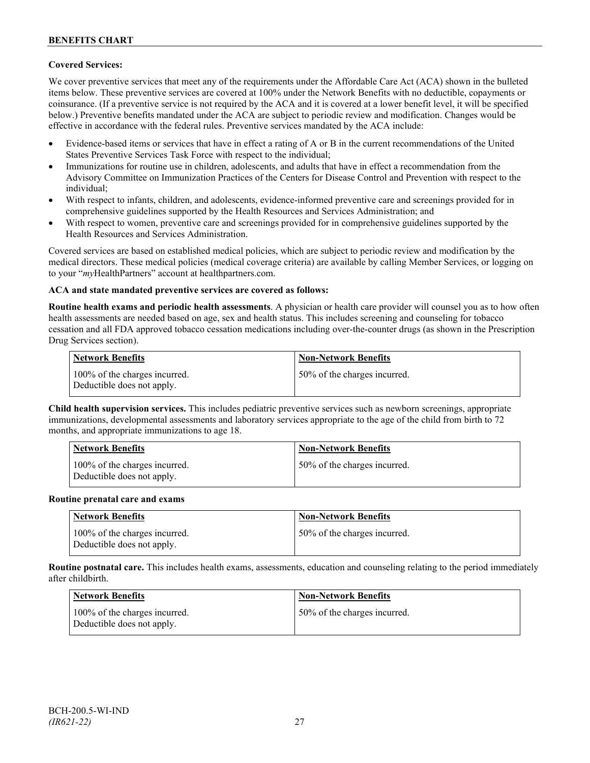**Covered Services:**

We cover preventive services that meet any of the requirements under the Affordable Care Act (ACA) shown in the bulleted items below. These preventive services are covered at 100% under the Network Benefits with no deductible, copayments or coinsurance. (If a preventive service is not required by the ACA and it is covered at a lower benefit level, it will be specified below.) Preventive benefits mandated under the ACA are subject to periodic review and modification. Changes would be effective in accordance with the federal rules. Preventive services mandated by the ACA include:

- Evidence-based items or services that have in effect a rating of A or B in the current recommendations of the United States Preventive Services Task Force with respect to the individual;
- Immunizations for routine use in children, adolescents, and adults that have in effect a recommendation from the Advisory Committee on Immunization Practices of the Centers for Disease Control and Prevention with respect to the individual;
- With respect to infants, children, and adolescents, evidence-informed preventive care and screenings provided for in comprehensive guidelines supported by the Health Resources and Services Administration; and
- With respect to women, preventive care and screenings provided for in comprehensive guidelines supported by the Health Resources and Services Administration.

Covered services are based on established medical policies, which are subject to periodic review and modification by the medical directors. These medical policies (medical coverage criteria) are available by calling Member Services, or logging on to your "*my*HealthPartners" account at healthpartners.com.

**ACA and state mandated preventive services are covered as follows:**

**Routine health exams and periodic health assessments**. A physician or health care provider will counsel you as to how often health assessments are needed based on age, sex and health status. This includes screening and counseling for tobacco cessation and all FDA approved tobacco cessation medications including over-the-counter drugs (as shown in the Prescription Drug Services section).

| Network Benefits | Non-Network Benefits |
| --- | --- |
| 100% of the charges incurred. Deductible does not apply. | 50% of the charges incurred. |

**Child health supervision services.** This includes pediatric preventive services such as newborn screenings, appropriate immunizations, developmental assessments and laboratory services appropriate to the age of the child from birth to 72 months, and appropriate immunizations to age 18.

| Network Benefits | Non-Network Benefits |
| --- | --- |
| 100% of the charges incurred. Deductible does not apply. | 50% of the charges incurred. |

**Routine prenatal care and exams**

| Network Benefits | Non-Network Benefits |
| --- | --- |
| 100% of the charges incurred. Deductible does not apply. | 50% of the charges incurred. |

**Routine postnatal care.** This includes health exams, assessments, education and counseling relating to the period immediately after childbirth.

| Network Benefits | Non-Network Benefits |
| --- | --- |
| 100% of the charges incurred. Deductible does not apply. | 50% of the charges incurred. |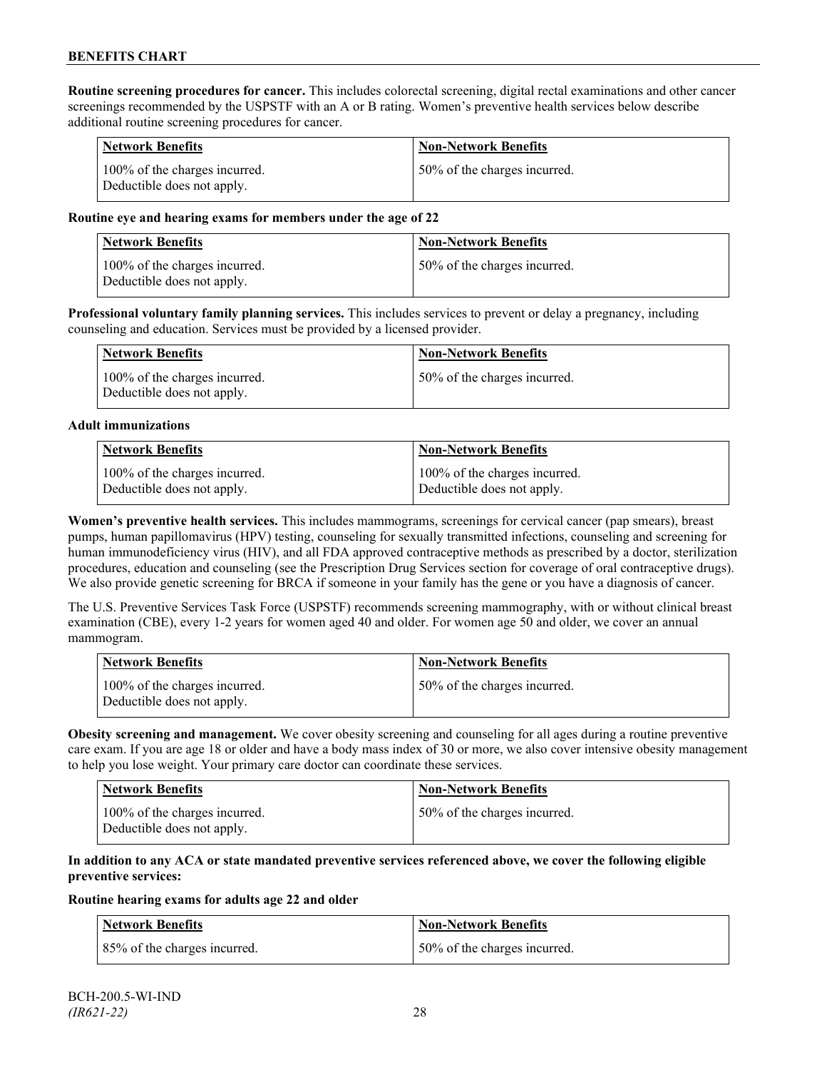**Routine screening procedures for cancer.** This includes colorectal screening, digital rectal examinations and other cancer screenings recommended by the USPSTF with an A or B rating. Women's preventive health services below describe additional routine screening procedures for cancer.

| Network Benefits | Non-Network Benefits |
|---|---|
| 100% of the charges incurred. Deductible does not apply. | 50% of the charges incurred. |

**Routine eye and hearing exams for members under the age of 22**

| Network Benefits | Non-Network Benefits |
|---|---|
| 100% of the charges incurred. Deductible does not apply. | 50% of the charges incurred. |

**Professional voluntary family planning services.** This includes services to prevent or delay a pregnancy, including counseling and education. Services must be provided by a licensed provider.

| Network Benefits | Non-Network Benefits |
|---|---|
| 100% of the charges incurred. Deductible does not apply. | 50% of the charges incurred. |

**Adult immunizations**

| Network Benefits | Non-Network Benefits |
|---|---|
| 100% of the charges incurred. Deductible does not apply. | 100% of the charges incurred. Deductible does not apply. |

**Women's preventive health services.** This includes mammograms, screenings for cervical cancer (pap smears), breast pumps, human papillomavirus (HPV) testing, counseling for sexually transmitted infections, counseling and screening for human immunodeficiency virus (HIV), and all FDA approved contraceptive methods as prescribed by a doctor, sterilization procedures, education and counseling (see the Prescription Drug Services section for coverage of oral contraceptive drugs). We also provide genetic screening for BRCA if someone in your family has the gene or you have a diagnosis of cancer.

The U.S. Preventive Services Task Force (USPSTF) recommends screening mammography, with or without clinical breast examination (CBE), every 1-2 years for women aged 40 and older. For women age 50 and older, we cover an annual mammogram.

| Network Benefits | Non-Network Benefits |
|---|---|
| 100% of the charges incurred. Deductible does not apply. | 50% of the charges incurred. |

**Obesity screening and management.** We cover obesity screening and counseling for all ages during a routine preventive care exam. If you are age 18 or older and have a body mass index of 30 or more, we also cover intensive obesity management to help you lose weight. Your primary care doctor can coordinate these services.

| Network Benefits | Non-Network Benefits |
|---|---|
| 100% of the charges incurred. Deductible does not apply. | 50% of the charges incurred. |

**In addition to any ACA or state mandated preventive services referenced above, we cover the following eligible preventive services:**

**Routine hearing exams for adults age 22 and older**

| Network Benefits | Non-Network Benefits |
|---|---|
| 85% of the charges incurred. | 50% of the charges incurred. |

BCH-200.5-WI-IND
*(IR621-22)*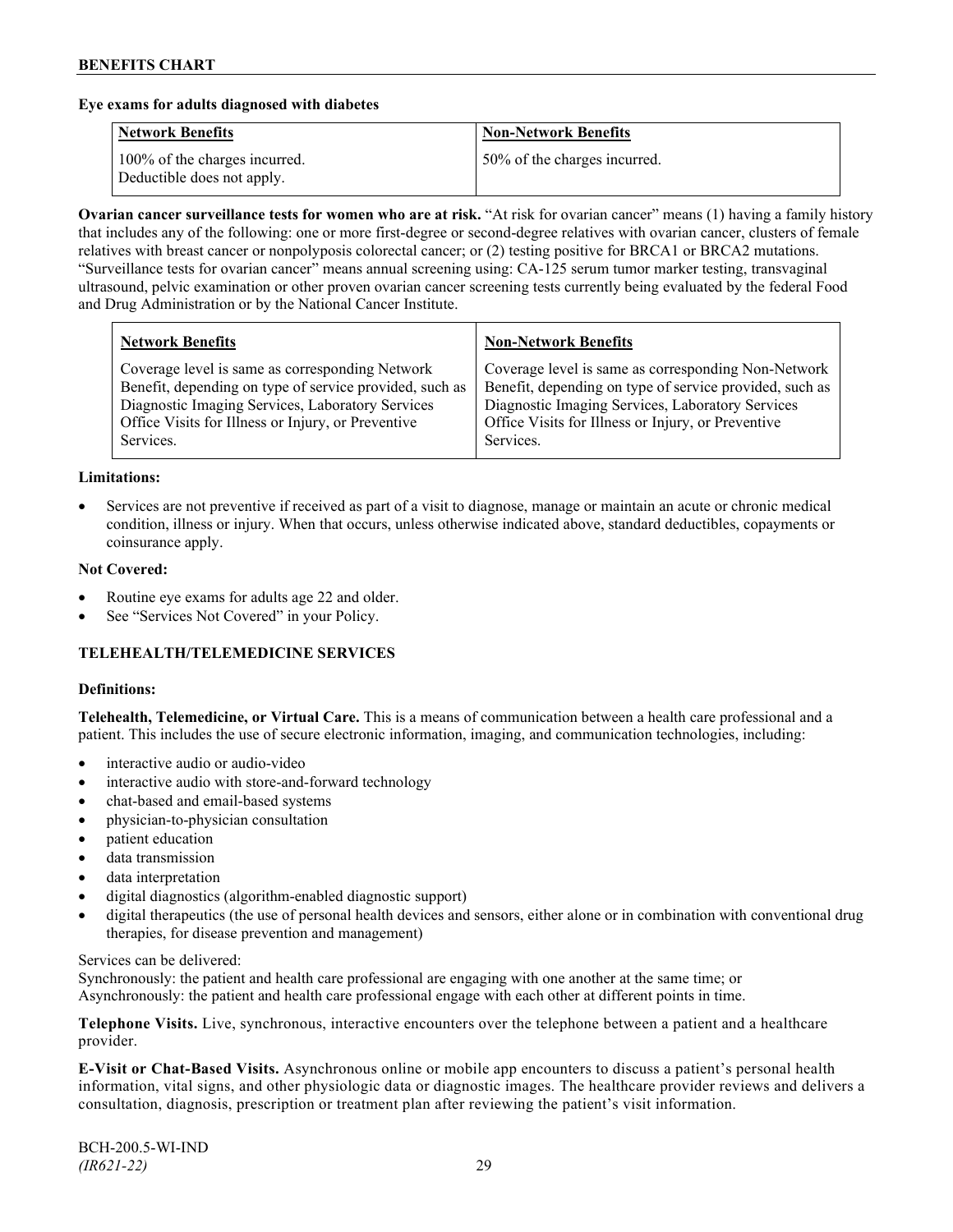**Eye exams for adults diagnosed with diabetes**

| Network Benefits | Non-Network Benefits |
|---|---|
| 100% of the charges incurred. Deductible does not apply. | 50% of the charges incurred. |

**Ovarian cancer surveillance tests for women who are at risk.** "At risk for ovarian cancer" means (1) having a family history that includes any of the following: one or more first-degree or second-degree relatives with ovarian cancer, clusters of female relatives with breast cancer or nonpolyposis colorectal cancer; or (2) testing positive for BRCA1 or BRCA2 mutations. "Surveillance tests for ovarian cancer" means annual screening using: CA-125 serum tumor marker testing, transvaginal ultrasound, pelvic examination or other proven ovarian cancer screening tests currently being evaluated by the federal Food and Drug Administration or by the National Cancer Institute.

| Network Benefits | Non-Network Benefits |
|---|---|
| Coverage level is same as corresponding Network Benefit, depending on type of service provided, such as Diagnostic Imaging Services, Laboratory Services Office Visits for Illness or Injury, or Preventive Services. | Coverage level is same as corresponding Non-Network Benefit, depending on type of service provided, such as Diagnostic Imaging Services, Laboratory Services Office Visits for Illness or Injury, or Preventive Services. |

**Limitations:**

- Services are not preventive if received as part of a visit to diagnose, manage or maintain an acute or chronic medical condition, illness or injury. When that occurs, unless otherwise indicated above, standard deductibles, copayments or coinsurance apply.

**Not Covered:**

- Routine eye exams for adults age 22 and older.
- See "Services Not Covered" in your Policy.

## TELEHEALTH/TELEMEDICINE SERVICES

**Definitions:**

**Telehealth, Telemedicine, or Virtual Care.** This is a means of communication between a health care professional and a patient. This includes the use of secure electronic information, imaging, and communication technologies, including:

- interactive audio or audio-video
- interactive audio with store-and-forward technology
- chat-based and email-based systems
- physician-to-physician consultation
- patient education
- data transmission
- data interpretation
- digital diagnostics (algorithm-enabled diagnostic support)
- digital therapeutics (the use of personal health devices and sensors, either alone or in combination with conventional drug therapies, for disease prevention and management)

Services can be delivered:
Synchronously: the patient and health care professional are engaging with one another at the same time; or
Asynchronously: the patient and health care professional engage with each other at different points in time.

**Telephone Visits.** Live, synchronous, interactive encounters over the telephone between a patient and a healthcare provider.

**E-Visit or Chat-Based Visits.** Asynchronous online or mobile app encounters to discuss a patient's personal health information, vital signs, and other physiologic data or diagnostic images. The healthcare provider reviews and delivers a consultation, diagnosis, prescription or treatment plan after reviewing the patient's visit information.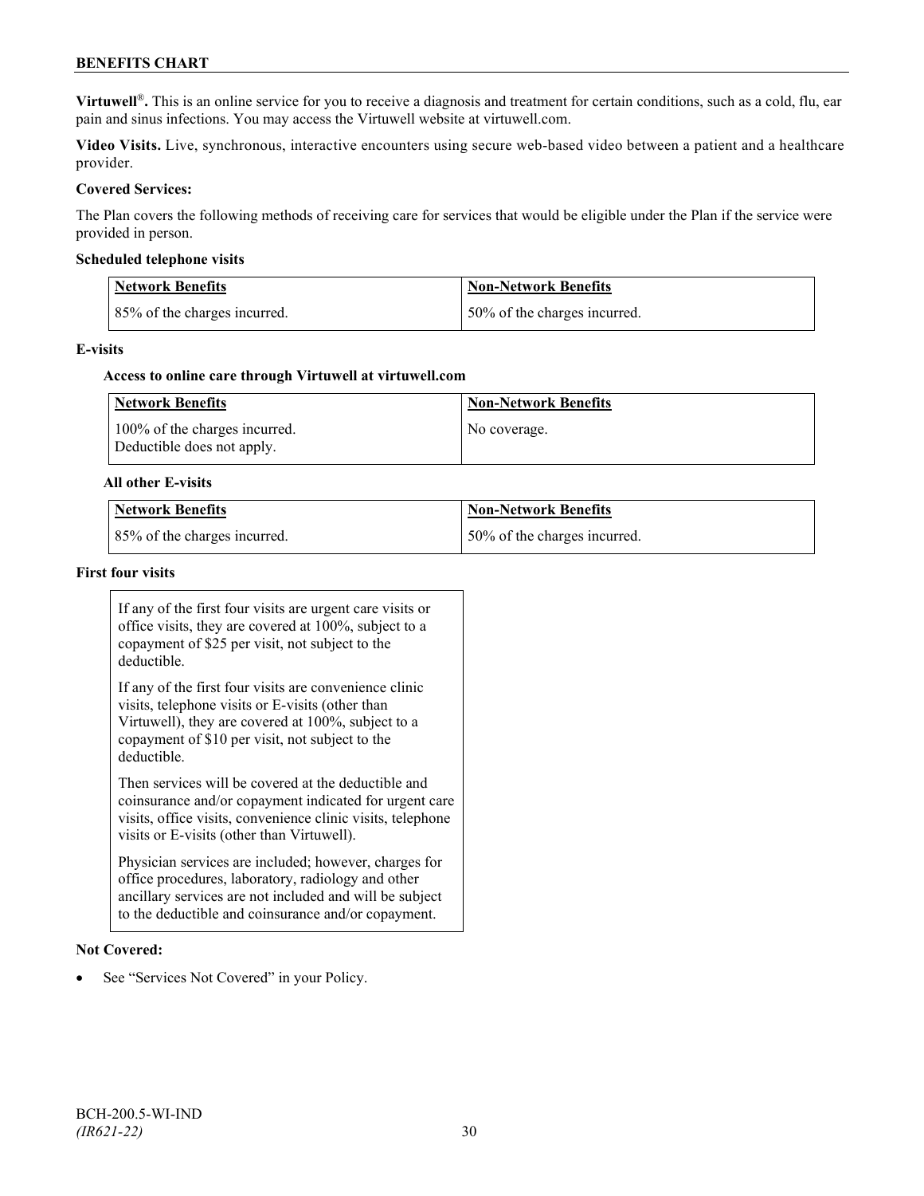**Virtuwell®.** This is an online service for you to receive a diagnosis and treatment for certain conditions, such as a cold, flu, ear pain and sinus infections. You may access the Virtuwell website at virtuwell.com.

**Video Visits.** Live, synchronous, interactive encounters using secure web-based video between a patient and a healthcare provider.

**Covered Services:**

The Plan covers the following methods of receiving care for services that would be eligible under the Plan if the service were provided in person.

**Scheduled telephone visits**

| Network Benefits | Non-Network Benefits |
| --- | --- |
| 85% of the charges incurred. | 50% of the charges incurred. |

**E-visits**

**Access to online care through Virtuwell at virtuwell.com**

| Network Benefits | Non-Network Benefits |
| --- | --- |
| 100% of the charges incurred. Deductible does not apply. | No coverage. |

**All other E-visits**

| Network Benefits | Non-Network Benefits |
| --- | --- |
| 85% of the charges incurred. | 50% of the charges incurred. |

**First four visits**

If any of the first four visits are urgent care visits or office visits, they are covered at 100%, subject to a copayment of $25 per visit, not subject to the deductible.

If any of the first four visits are convenience clinic visits, telephone visits or E-visits (other than Virtuwell), they are covered at 100%, subject to a copayment of $10 per visit, not subject to the deductible.

Then services will be covered at the deductible and coinsurance and/or copayment indicated for urgent care visits, office visits, convenience clinic visits, telephone visits or E-visits (other than Virtuwell).

Physician services are included; however, charges for office procedures, laboratory, radiology and other ancillary services are not included and will be subject to the deductible and coinsurance and/or copayment.

**Not Covered:**

- See "Services Not Covered" in your Policy.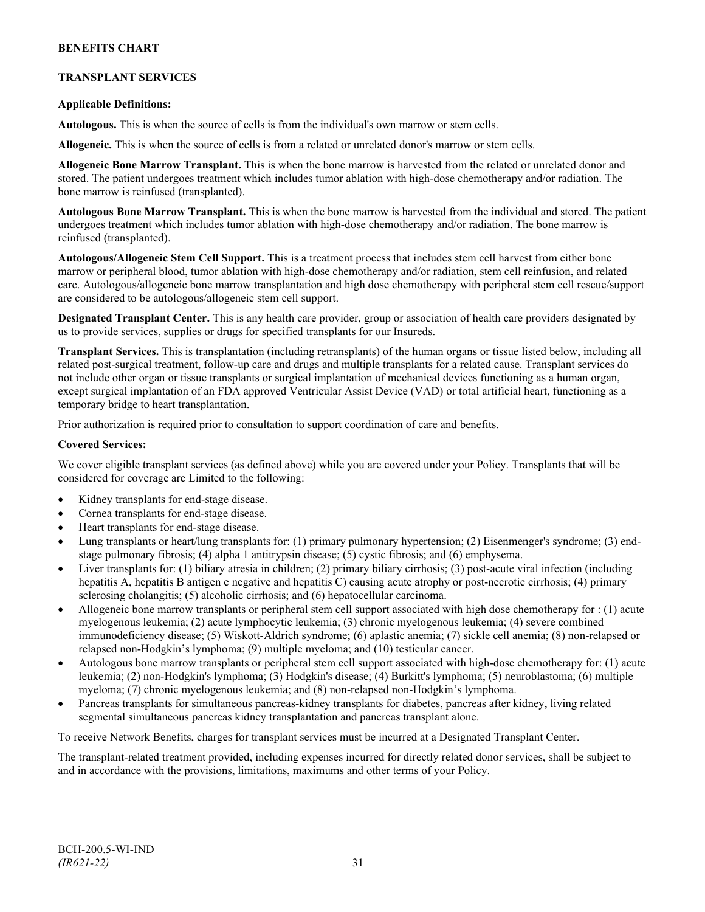## TRANSPLANT SERVICES

**Applicable Definitions:**

**Autologous.** This is when the source of cells is from the individual's own marrow or stem cells.

**Allogeneic.** This is when the source of cells is from a related or unrelated donor's marrow or stem cells.

**Allogeneic Bone Marrow Transplant.** This is when the bone marrow is harvested from the related or unrelated donor and stored. The patient undergoes treatment which includes tumor ablation with high-dose chemotherapy and/or radiation. The bone marrow is reinfused (transplanted).

**Autologous Bone Marrow Transplant.** This is when the bone marrow is harvested from the individual and stored. The patient undergoes treatment which includes tumor ablation with high-dose chemotherapy and/or radiation. The bone marrow is reinfused (transplanted).

**Autologous/Allogeneic Stem Cell Support.** This is a treatment process that includes stem cell harvest from either bone marrow or peripheral blood, tumor ablation with high-dose chemotherapy and/or radiation, stem cell reinfusion, and related care. Autologous/allogeneic bone marrow transplantation and high dose chemotherapy with peripheral stem cell rescue/support are considered to be autologous/allogeneic stem cell support.

**Designated Transplant Center.** This is any health care provider, group or association of health care providers designated by us to provide services, supplies or drugs for specified transplants for our Insureds.

**Transplant Services.** This is transplantation (including retransplants) of the human organs or tissue listed below, including all related post-surgical treatment, follow-up care and drugs and multiple transplants for a related cause. Transplant services do not include other organ or tissue transplants or surgical implantation of mechanical devices functioning as a human organ, except surgical implantation of an FDA approved Ventricular Assist Device (VAD) or total artificial heart, functioning as a temporary bridge to heart transplantation.

Prior authorization is required prior to consultation to support coordination of care and benefits.

**Covered Services:**

We cover eligible transplant services (as defined above) while you are covered under your Policy. Transplants that will be considered for coverage are Limited to the following:

- Kidney transplants for end-stage disease.
- Cornea transplants for end-stage disease.
- Heart transplants for end-stage disease.
- Lung transplants or heart/lung transplants for: (1) primary pulmonary hypertension; (2) Eisenmenger's syndrome; (3) end-stage pulmonary fibrosis; (4) alpha 1 antitrypsin disease; (5) cystic fibrosis; and (6) emphysema.
- Liver transplants for: (1) biliary atresia in children; (2) primary biliary cirrhosis; (3) post-acute viral infection (including hepatitis A, hepatitis B antigen e negative and hepatitis C) causing acute atrophy or post-necrotic cirrhosis; (4) primary sclerosing cholangitis; (5) alcoholic cirrhosis; and (6) hepatocellular carcinoma.
- Allogeneic bone marrow transplants or peripheral stem cell support associated with high dose chemotherapy for : (1) acute myelogenous leukemia; (2) acute lymphocytic leukemia; (3) chronic myelogenous leukemia; (4) severe combined immunodeficiency disease; (5) Wiskott-Aldrich syndrome; (6) aplastic anemia; (7) sickle cell anemia; (8) non-relapsed or relapsed non-Hodgkin's lymphoma; (9) multiple myeloma; and (10) testicular cancer.
- Autologous bone marrow transplants or peripheral stem cell support associated with high-dose chemotherapy for: (1) acute leukemia; (2) non-Hodgkin's lymphoma; (3) Hodgkin's disease; (4) Burkitt's lymphoma; (5) neuroblastoma; (6) multiple myeloma; (7) chronic myelogenous leukemia; and (8) non-relapsed non-Hodgkin's lymphoma.
- Pancreas transplants for simultaneous pancreas-kidney transplants for diabetes, pancreas after kidney, living related segmental simultaneous pancreas kidney transplantation and pancreas transplant alone.

To receive Network Benefits, charges for transplant services must be incurred at a Designated Transplant Center.

The transplant-related treatment provided, including expenses incurred for directly related donor services, shall be subject to and in accordance with the provisions, limitations, maximums and other terms of your Policy.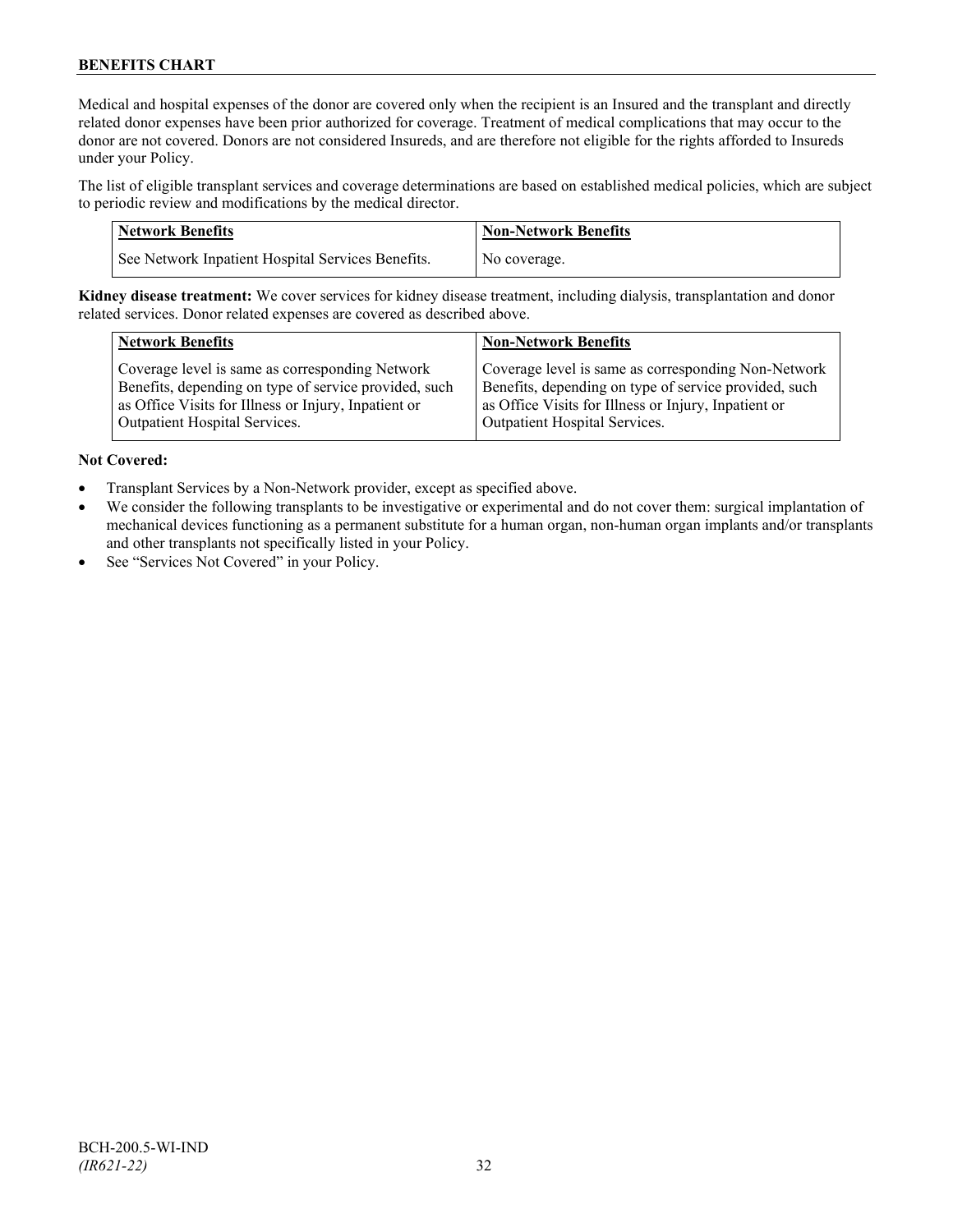Medical and hospital expenses of the donor are covered only when the recipient is an Insured and the transplant and directly related donor expenses have been prior authorized for coverage. Treatment of medical complications that may occur to the donor are not covered. Donors are not considered Insureds, and are therefore not eligible for the rights afforded to Insureds under your Policy.

The list of eligible transplant services and coverage determinations are based on established medical policies, which are subject to periodic review and modifications by the medical director.

| Network Benefits | Non-Network Benefits |
|---|---|
| See Network Inpatient Hospital Services Benefits. | No coverage. |

**Kidney disease treatment:** We cover services for kidney disease treatment, including dialysis, transplantation and donor related services. Donor related expenses are covered as described above.

| Network Benefits | Non-Network Benefits |
|---|---|
| Coverage level is same as corresponding Network Benefits, depending on type of service provided, such as Office Visits for Illness or Injury, Inpatient or Outpatient Hospital Services. | Coverage level is same as corresponding Non-Network Benefits, depending on type of service provided, such as Office Visits for Illness or Injury, Inpatient or Outpatient Hospital Services. |

**Not Covered:**

- Transplant Services by a Non-Network provider, except as specified above.
- We consider the following transplants to be investigative or experimental and do not cover them: surgical implantation of mechanical devices functioning as a permanent substitute for a human organ, non-human organ implants and/or transplants and other transplants not specifically listed in your Policy.
- See "Services Not Covered" in your Policy.